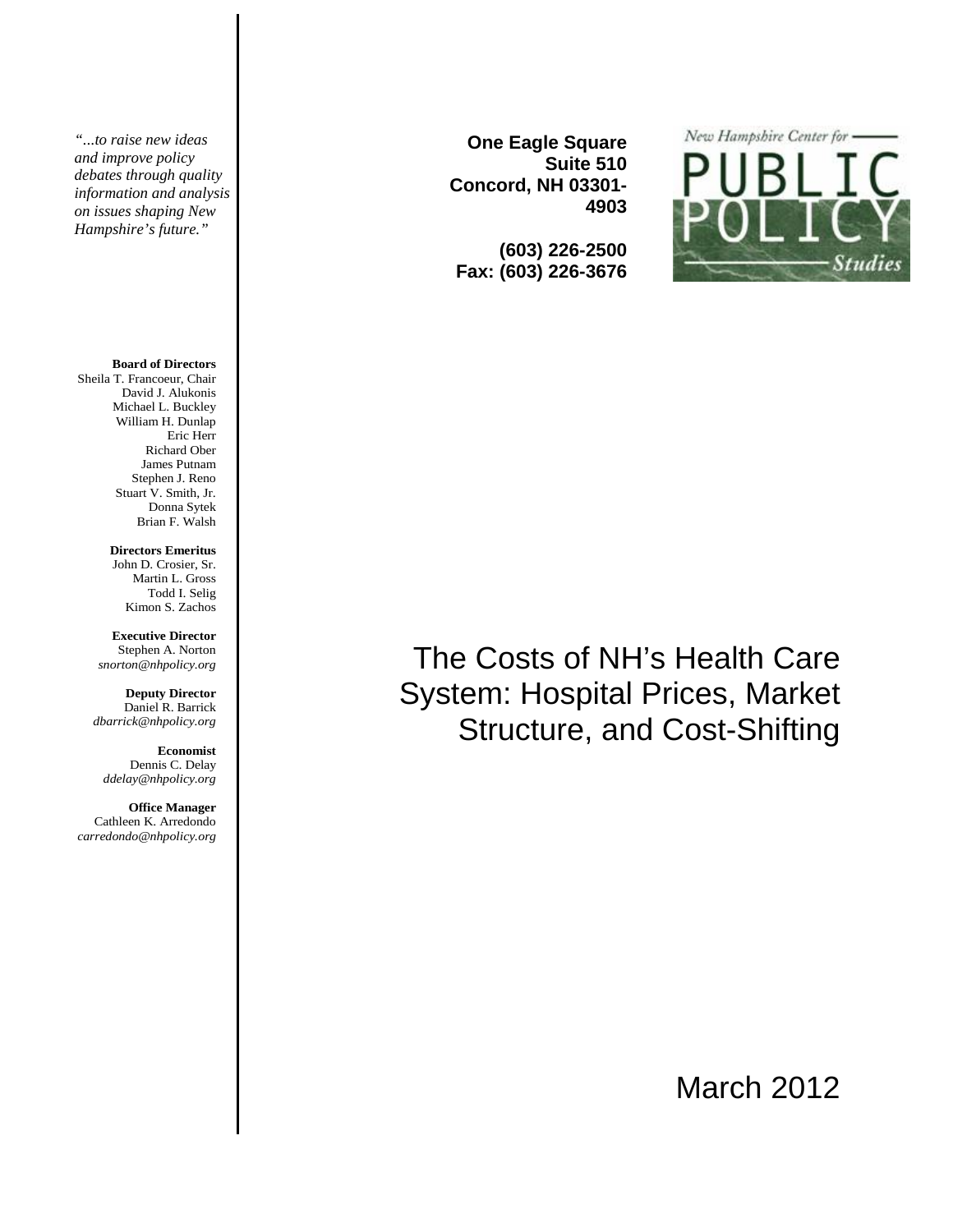*"...to raise new ideas and improve policy debates through quality information and analysis on issues shaping New Hampshire's future."*

**One Eagle Square**
**Suite 510**
**Concord, NH 03301-4903**

**(603) 226-2500**
**Fax: (603) 226-3676**

New Hampshire Center for PUBLIC POLICY Studies

**Board of Directors**
Sheila T. Francoeur, Chair
David J. Alukonis
Michael L. Buckley
William H. Dunlap
Eric Herr
Richard Ober
James Putnam
Stephen J. Reno
Stuart V. Smith, Jr.
Donna Sytek
Brian F. Walsh

**Directors Emeritus**
John D. Crosier, Sr.
Martin L. Gross
Todd I. Selig
Kimon S. Zachos

**Executive Director**
Stephen A. Norton
*snorton@nhpolicy.org*

**Deputy Director**
Daniel R. Barrick
*dbarrick@nhpolicy.org*

**Economist**
Dennis C. Delay
*ddelay@nhpolicy.org*

**Office Manager**
Cathleen K. Arredondo
*carredondo@nhpolicy.org*

# The Costs of NH's Health Care System: Hospital Prices, Market Structure, and Cost-Shifting

March 2012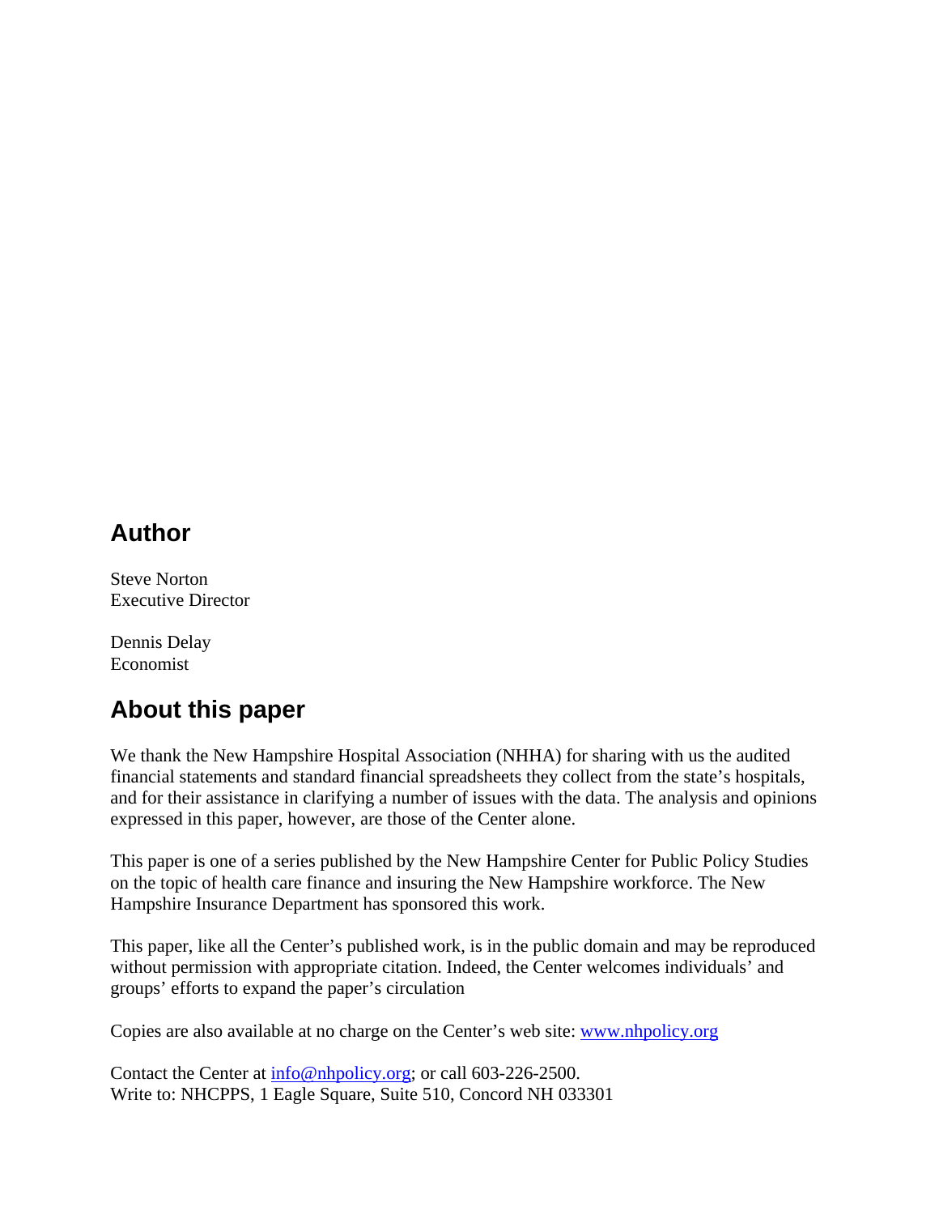## Author

Steve Norton
Executive Director

Dennis Delay
Economist

## About this paper

We thank the New Hampshire Hospital Association (NHHA) for sharing with us the audited financial statements and standard financial spreadsheets they collect from the state's hospitals, and for their assistance in clarifying a number of issues with the data. The analysis and opinions expressed in this paper, however, are those of the Center alone.

This paper is one of a series published by the New Hampshire Center for Public Policy Studies on the topic of health care finance and insuring the New Hampshire workforce. The New Hampshire Insurance Department has sponsored this work.

This paper, like all the Center's published work, is in the public domain and may be reproduced without permission with appropriate citation. Indeed, the Center welcomes individuals' and groups' efforts to expand the paper's circulation

Copies are also available at no charge on the Center's web site: www.nhpolicy.org

Contact the Center at info@nhpolicy.org; or call 603-226-2500.
Write to: NHCPPS, 1 Eagle Square, Suite 510, Concord NH 033301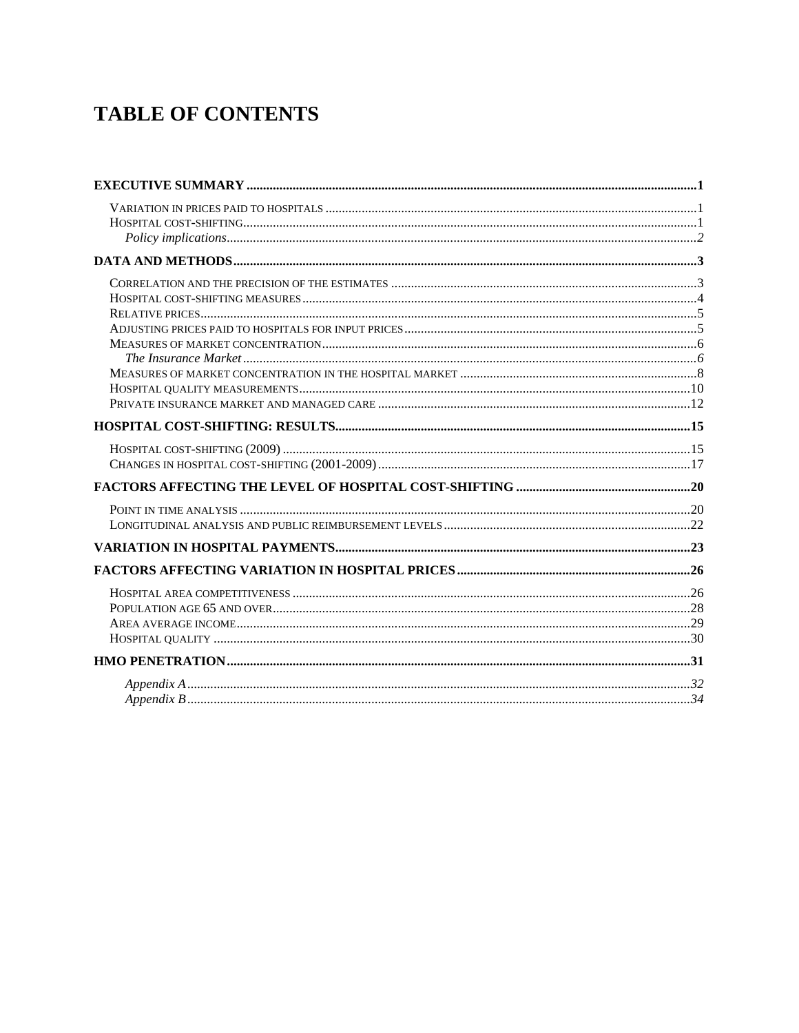# TABLE OF CONTENTS

**EXECUTIVE SUMMARY** ....................................................................................................................................... **1**

VARIATION IN PRICES PAID TO HOSPITALS ............................................................................................................... 1
HOSPITAL COST-SHIFTING............................................................................................................................................ 1
*Policy implications*.................................................................................................................................................. *2*

**DATA AND METHODS** ........................................................................................................................................... **3**

CORRELATION AND THE PRECISION OF THE ESTIMATES ........................................................................................... 3
HOSPITAL COST-SHIFTING MEASURES ......................................................................................................................... 4
RELATIVE PRICES.......................................................................................................................................................... 5
ADJUSTING PRICES PAID TO HOSPITALS FOR INPUT PRICES ...................................................................................... 5
MEASURES OF MARKET CONCENTRATION................................................................................................................... 6
*The Insurance Market* ............................................................................................................................................. *6*
MEASURES OF MARKET CONCENTRATION IN THE HOSPITAL MARKET ........................................................................ 8
HOSPITAL QUALITY MEASUREMENTS ........................................................................................................................ 10
PRIVATE INSURANCE MARKET AND MANAGED CARE ............................................................................................... 12

**HOSPITAL COST-SHIFTING: RESULTS** ............................................................................................................ **15**

HOSPITAL COST-SHIFTING (2009) ............................................................................................................................. 15
CHANGES IN HOSPITAL COST-SHIFTING (2001-2009) ............................................................................................... 17

**FACTORS AFFECTING THE LEVEL OF HOSPITAL COST-SHIFTING** ...................................................... **20**

POINT IN TIME ANALYSIS .......................................................................................................................................... 20
LONGITUDINAL ANALYSIS AND PUBLIC REIMBURSEMENT LEVELS ........................................................................... 22

**VARIATION IN HOSPITAL PAYMENTS**............................................................................................................ **23**

**FACTORS AFFECTING VARIATION IN HOSPITAL PRICES** ....................................................................... **26**

HOSPITAL AREA COMPETITIVENESS .......................................................................................................................... 26
POPULATION AGE 65 AND OVER................................................................................................................................. 28
AREA AVERAGE INCOME............................................................................................................................................. 29
HOSPITAL QUALITY .................................................................................................................................................... 30

**HMO PENETRATION**............................................................................................................................................. **31**

*Appendix A*.......................................................................................................................................................... *32*
*Appendix B*.......................................................................................................................................................... *34*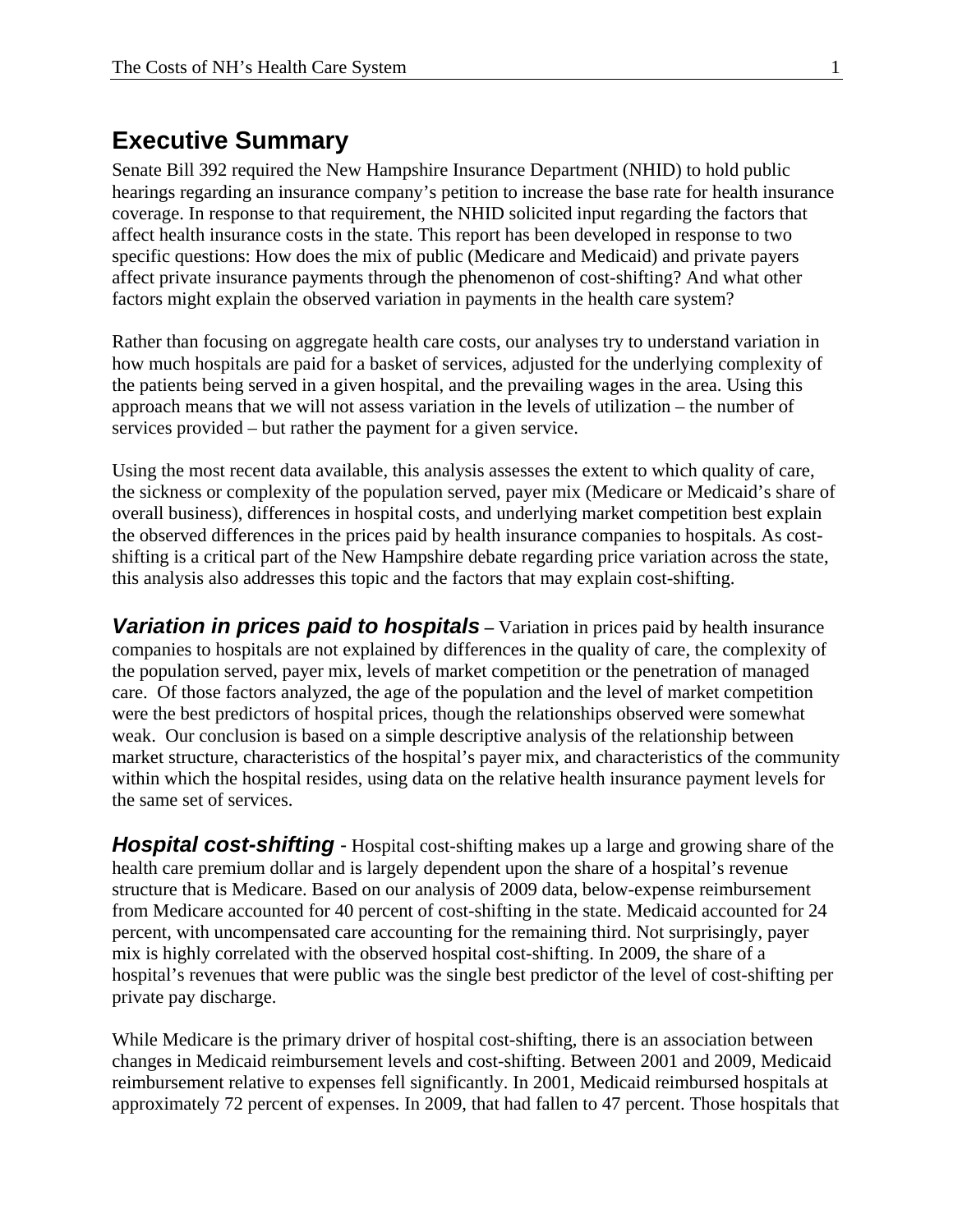# Executive Summary

Senate Bill 392 required the New Hampshire Insurance Department (NHID) to hold public hearings regarding an insurance company's petition to increase the base rate for health insurance coverage. In response to that requirement, the NHID solicited input regarding the factors that affect health insurance costs in the state. This report has been developed in response to two specific questions: How does the mix of public (Medicare and Medicaid) and private payers affect private insurance payments through the phenomenon of cost-shifting? And what other factors might explain the observed variation in payments in the health care system?

Rather than focusing on aggregate health care costs, our analyses try to understand variation in how much hospitals are paid for a basket of services, adjusted for the underlying complexity of the patients being served in a given hospital, and the prevailing wages in the area. Using this approach means that we will not assess variation in the levels of utilization – the number of services provided – but rather the payment for a given service.

Using the most recent data available, this analysis assesses the extent to which quality of care, the sickness or complexity of the population served, payer mix (Medicare or Medicaid's share of overall business), differences in hospital costs, and underlying market competition best explain the observed differences in the prices paid by health insurance companies to hospitals. As cost-shifting is a critical part of the New Hampshire debate regarding price variation across the state, this analysis also addresses this topic and the factors that may explain cost-shifting.

***Variation in prices paid to hospitals*** **–** Variation in prices paid by health insurance companies to hospitals are not explained by differences in the quality of care, the complexity of the population served, payer mix, levels of market competition or the penetration of managed care. Of those factors analyzed, the age of the population and the level of market competition were the best predictors of hospital prices, though the relationships observed were somewhat weak. Our conclusion is based on a simple descriptive analysis of the relationship between market structure, characteristics of the hospital's payer mix, and characteristics of the community within which the hospital resides, using data on the relative health insurance payment levels for the same set of services.

***Hospital cost-shifting*** - Hospital cost-shifting makes up a large and growing share of the health care premium dollar and is largely dependent upon the share of a hospital's revenue structure that is Medicare. Based on our analysis of 2009 data, below-expense reimbursement from Medicare accounted for 40 percent of cost-shifting in the state. Medicaid accounted for 24 percent, with uncompensated care accounting for the remaining third. Not surprisingly, payer mix is highly correlated with the observed hospital cost-shifting. In 2009, the share of a hospital's revenues that were public was the single best predictor of the level of cost-shifting per private pay discharge.

While Medicare is the primary driver of hospital cost-shifting, there is an association between changes in Medicaid reimbursement levels and cost-shifting. Between 2001 and 2009, Medicaid reimbursement relative to expenses fell significantly. In 2001, Medicaid reimbursed hospitals at approximately 72 percent of expenses. In 2009, that had fallen to 47 percent. Those hospitals that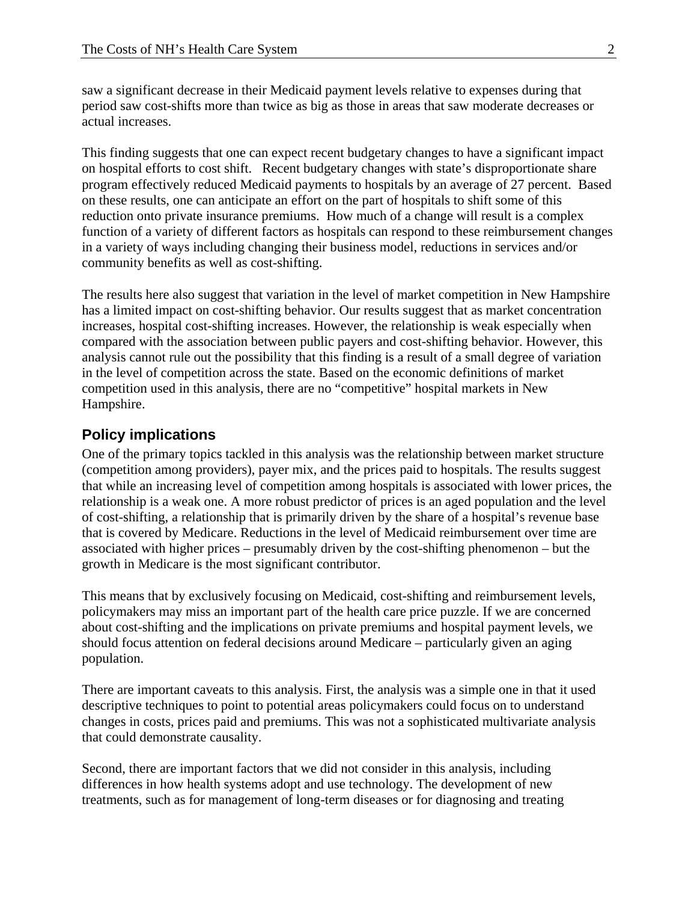saw a significant decrease in their Medicaid payment levels relative to expenses during that period saw cost-shifts more than twice as big as those in areas that saw moderate decreases or actual increases.

This finding suggests that one can expect recent budgetary changes to have a significant impact on hospital efforts to cost shift. Recent budgetary changes with state's disproportionate share program effectively reduced Medicaid payments to hospitals by an average of 27 percent. Based on these results, one can anticipate an effort on the part of hospitals to shift some of this reduction onto private insurance premiums. How much of a change will result is a complex function of a variety of different factors as hospitals can respond to these reimbursement changes in a variety of ways including changing their business model, reductions in services and/or community benefits as well as cost-shifting.

The results here also suggest that variation in the level of market competition in New Hampshire has a limited impact on cost-shifting behavior. Our results suggest that as market concentration increases, hospital cost-shifting increases. However, the relationship is weak especially when compared with the association between public payers and cost-shifting behavior. However, this analysis cannot rule out the possibility that this finding is a result of a small degree of variation in the level of competition across the state. Based on the economic definitions of market competition used in this analysis, there are no "competitive" hospital markets in New Hampshire.

## Policy implications

One of the primary topics tackled in this analysis was the relationship between market structure (competition among providers), payer mix, and the prices paid to hospitals. The results suggest that while an increasing level of competition among hospitals is associated with lower prices, the relationship is a weak one. A more robust predictor of prices is an aged population and the level of cost-shifting, a relationship that is primarily driven by the share of a hospital's revenue base that is covered by Medicare. Reductions in the level of Medicaid reimbursement over time are associated with higher prices – presumably driven by the cost-shifting phenomenon – but the growth in Medicare is the most significant contributor.

This means that by exclusively focusing on Medicaid, cost-shifting and reimbursement levels, policymakers may miss an important part of the health care price puzzle. If we are concerned about cost-shifting and the implications on private premiums and hospital payment levels, we should focus attention on federal decisions around Medicare – particularly given an aging population.

There are important caveats to this analysis. First, the analysis was a simple one in that it used descriptive techniques to point to potential areas policymakers could focus on to understand changes in costs, prices paid and premiums. This was not a sophisticated multivariate analysis that could demonstrate causality.

Second, there are important factors that we did not consider in this analysis, including differences in how health systems adopt and use technology. The development of new treatments, such as for management of long-term diseases or for diagnosing and treating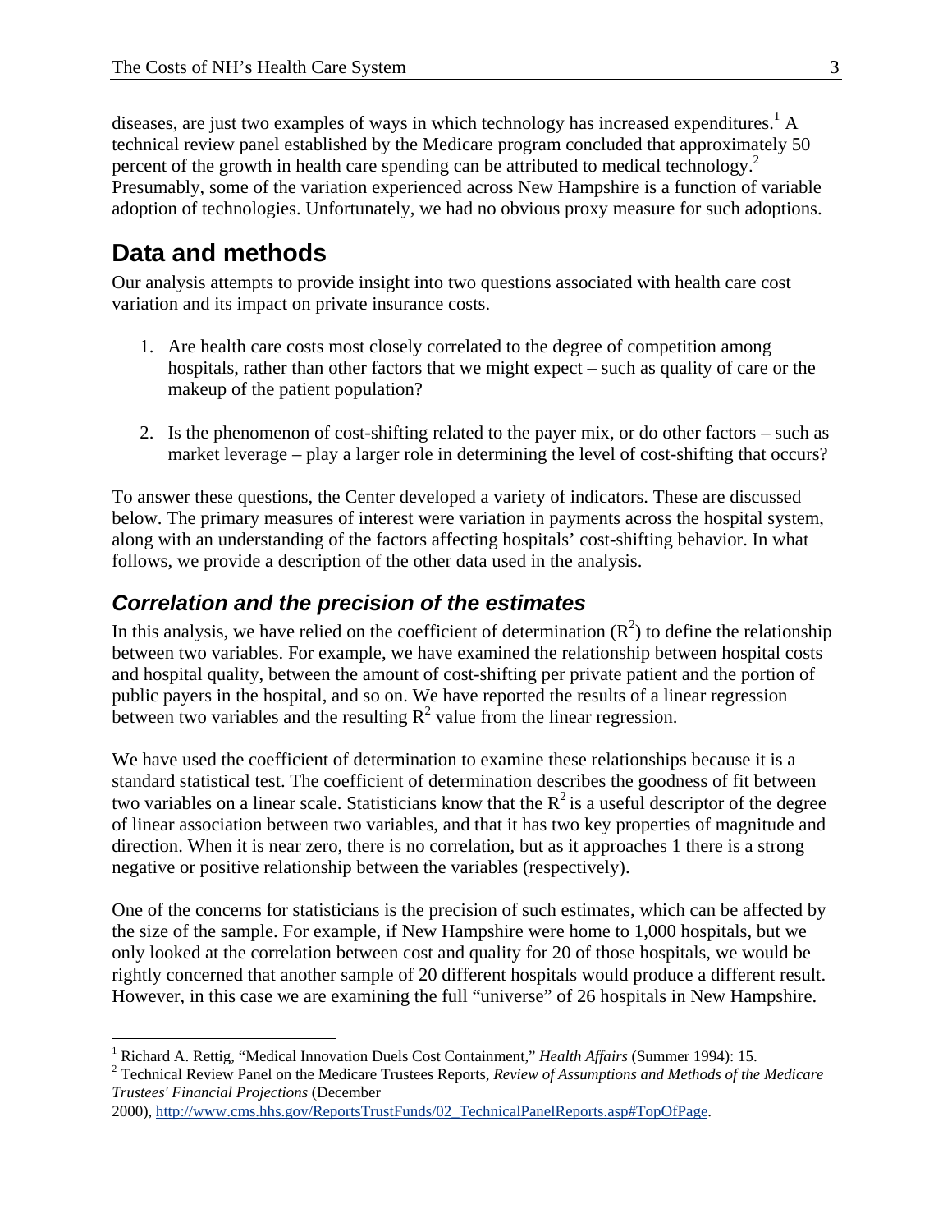diseases, are just two examples of ways in which technology has increased expenditures.[1] A technical review panel established by the Medicare program concluded that approximately 50 percent of the growth in health care spending can be attributed to medical technology.[2] Presumably, some of the variation experienced across New Hampshire is a function of variable adoption of technologies. Unfortunately, we had no obvious proxy measure for such adoptions.

# Data and methods

Our analysis attempts to provide insight into two questions associated with health care cost variation and its impact on private insurance costs.

1. Are health care costs most closely correlated to the degree of competition among hospitals, rather than other factors that we might expect – such as quality of care or the makeup of the patient population?

2. Is the phenomenon of cost-shifting related to the payer mix, or do other factors – such as market leverage – play a larger role in determining the level of cost-shifting that occurs?

To answer these questions, the Center developed a variety of indicators. These are discussed below. The primary measures of interest were variation in payments across the hospital system, along with an understanding of the factors affecting hospitals' cost-shifting behavior. In what follows, we provide a description of the other data used in the analysis.

## *Correlation and the precision of the estimates*

In this analysis, we have relied on the coefficient of determination ($R^2$) to define the relationship between two variables. For example, we have examined the relationship between hospital costs and hospital quality, between the amount of cost-shifting per private patient and the portion of public payers in the hospital, and so on. We have reported the results of a linear regression between two variables and the resulting $R^2$ value from the linear regression.

We have used the coefficient of determination to examine these relationships because it is a standard statistical test. The coefficient of determination describes the goodness of fit between two variables on a linear scale. Statisticians know that the $R^2$ is a useful descriptor of the degree of linear association between two variables, and that it has two key properties of magnitude and direction. When it is near zero, there is no correlation, but as it approaches 1 there is a strong negative or positive relationship between the variables (respectively).

One of the concerns for statisticians is the precision of such estimates, which can be affected by the size of the sample. For example, if New Hampshire were home to 1,000 hospitals, but we only looked at the correlation between cost and quality for 20 of those hospitals, we would be rightly concerned that another sample of 20 different hospitals would produce a different result. However, in this case we are examining the full "universe" of 26 hospitals in New Hampshire.

---

[1] Richard A. Rettig, "Medical Innovation Duels Cost Containment," *Health Affairs* (Summer 1994): 15.

[2] Technical Review Panel on the Medicare Trustees Reports, *Review of Assumptions and Methods of the Medicare Trustees' Financial Projections* (December 2000), http://www.cms.hhs.gov/ReportsTrustFunds/02_TechnicalPanelReports.asp#TopOfPage.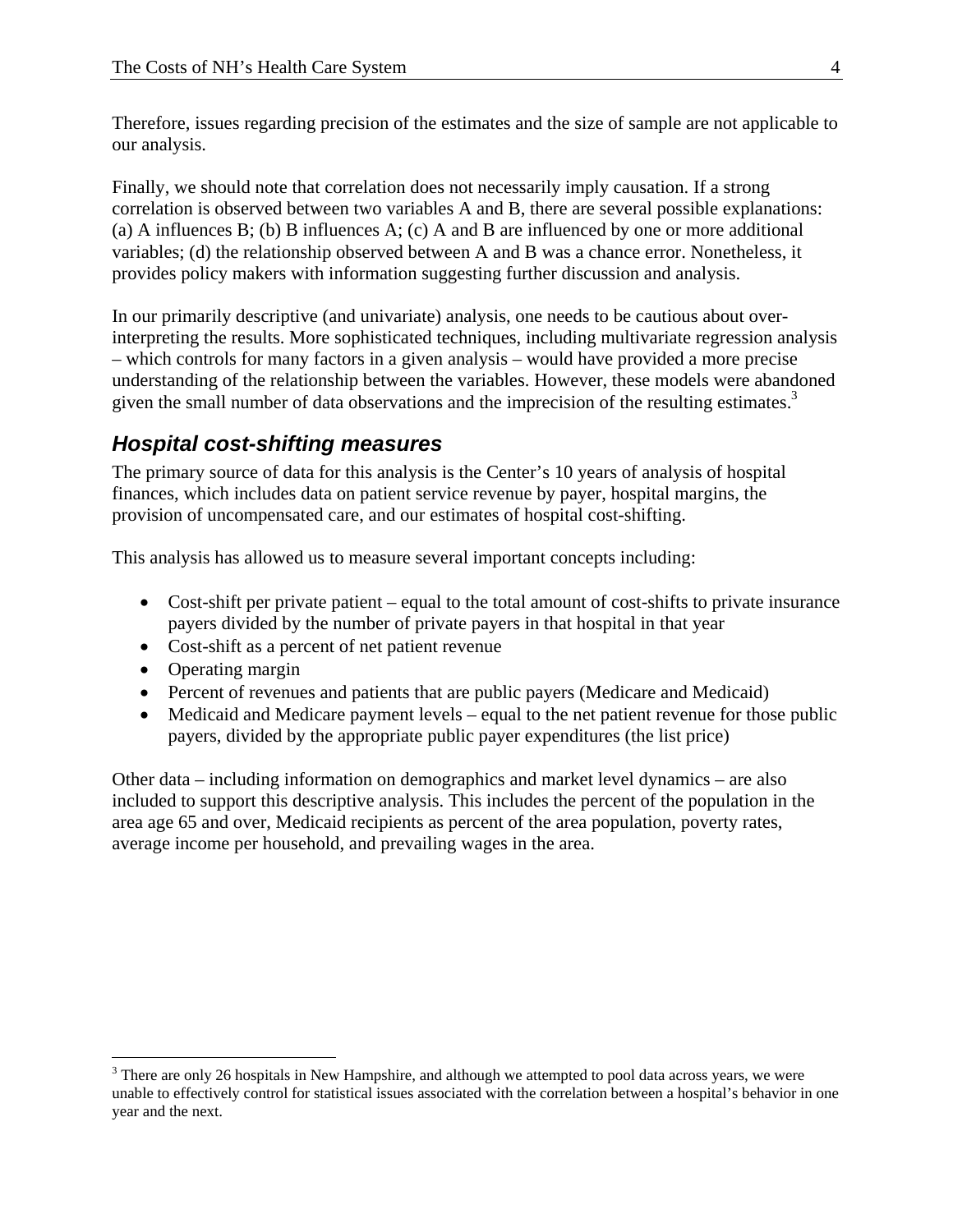Therefore, issues regarding precision of the estimates and the size of sample are not applicable to our analysis.

Finally, we should note that correlation does not necessarily imply causation. If a strong correlation is observed between two variables A and B, there are several possible explanations: (a) A influences B; (b) B influences A; (c) A and B are influenced by one or more additional variables; (d) the relationship observed between A and B was a chance error. Nonetheless, it provides policy makers with information suggesting further discussion and analysis.

In our primarily descriptive (and univariate) analysis, one needs to be cautious about over-interpreting the results. More sophisticated techniques, including multivariate regression analysis – which controls for many factors in a given analysis – would have provided a more precise understanding of the relationship between the variables. However, these models were abandoned given the small number of data observations and the imprecision of the resulting estimates.[3]

## *Hospital cost-shifting measures*

The primary source of data for this analysis is the Center's 10 years of analysis of hospital finances, which includes data on patient service revenue by payer, hospital margins, the provision of uncompensated care, and our estimates of hospital cost-shifting.

This analysis has allowed us to measure several important concepts including:

- Cost-shift per private patient – equal to the total amount of cost-shifts to private insurance payers divided by the number of private payers in that hospital in that year
- Cost-shift as a percent of net patient revenue
- Operating margin
- Percent of revenues and patients that are public payers (Medicare and Medicaid)
- Medicaid and Medicare payment levels – equal to the net patient revenue for those public payers, divided by the appropriate public payer expenditures (the list price)

Other data – including information on demographics and market level dynamics – are also included to support this descriptive analysis. This includes the percent of the population in the area age 65 and over, Medicaid recipients as percent of the area population, poverty rates, average income per household, and prevailing wages in the area.

[3] There are only 26 hospitals in New Hampshire, and although we attempted to pool data across years, we were unable to effectively control for statistical issues associated with the correlation between a hospital's behavior in one year and the next.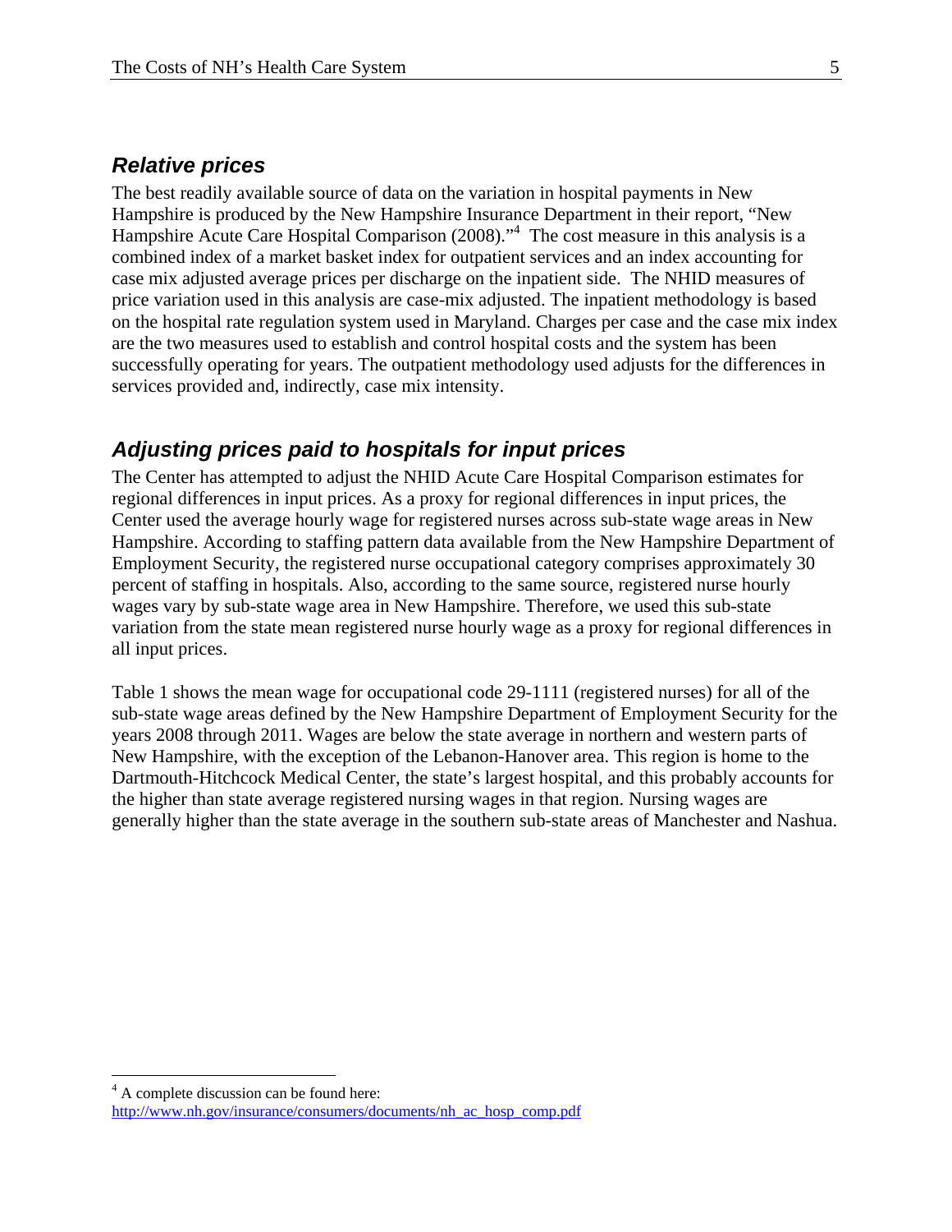## *Relative prices*

The best readily available source of data on the variation in hospital payments in New Hampshire is produced by the New Hampshire Insurance Department in their report, "New Hampshire Acute Care Hospital Comparison (2008)."[4] The cost measure in this analysis is a combined index of a market basket index for outpatient services and an index accounting for case mix adjusted average prices per discharge on the inpatient side. The NHID measures of price variation used in this analysis are case-mix adjusted. The inpatient methodology is based on the hospital rate regulation system used in Maryland. Charges per case and the case mix index are the two measures used to establish and control hospital costs and the system has been successfully operating for years. The outpatient methodology used adjusts for the differences in services provided and, indirectly, case mix intensity.

## *Adjusting prices paid to hospitals for input prices*

The Center has attempted to adjust the NHID Acute Care Hospital Comparison estimates for regional differences in input prices. As a proxy for regional differences in input prices, the Center used the average hourly wage for registered nurses across sub-state wage areas in New Hampshire. According to staffing pattern data available from the New Hampshire Department of Employment Security, the registered nurse occupational category comprises approximately 30 percent of staffing in hospitals. Also, according to the same source, registered nurse hourly wages vary by sub-state wage area in New Hampshire. Therefore, we used this sub-state variation from the state mean registered nurse hourly wage as a proxy for regional differences in all input prices.

Table 1 shows the mean wage for occupational code 29-1111 (registered nurses) for all of the sub-state wage areas defined by the New Hampshire Department of Employment Security for the years 2008 through 2011. Wages are below the state average in northern and western parts of New Hampshire, with the exception of the Lebanon-Hanover area. This region is home to the Dartmouth-Hitchcock Medical Center, the state's largest hospital, and this probably accounts for the higher than state average registered nursing wages in that region. Nursing wages are generally higher than the state average in the southern sub-state areas of Manchester and Nashua.

---

[4] A complete discussion can be found here: http://www.nh.gov/insurance/consumers/documents/nh_ac_hosp_comp.pdf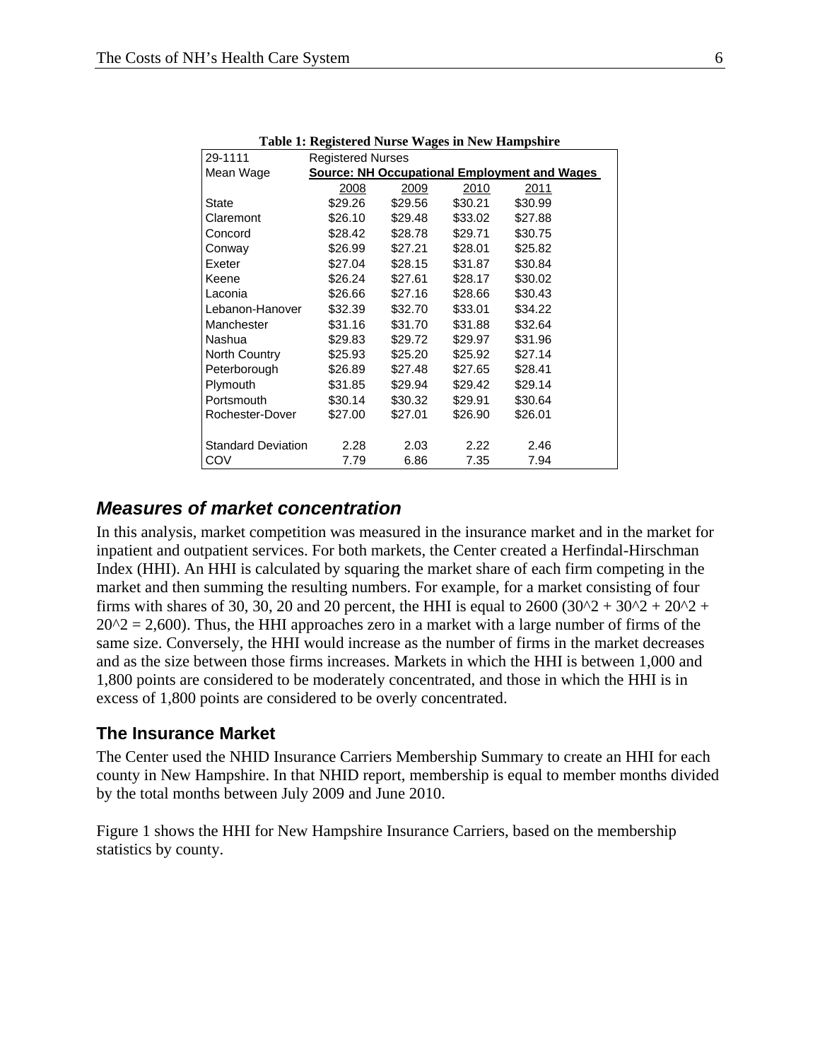**Table 1: Registered Nurse Wages in New Hampshire**

| 29-1111 | Registered Nurses | | | |
|---|---|---|---|---|
| Mean Wage | **Source: NH Occupational Employment and Wages** | | | |
| | 2008 | 2009 | 2010 | 2011 |
| State | $29.26 | $29.56 | $30.21 | $30.99 |
| Claremont | $26.10 | $29.48 | $33.02 | $27.88 |
| Concord | $28.42 | $28.78 | $29.71 | $30.75 |
| Conway | $26.99 | $27.21 | $28.01 | $25.82 |
| Exeter | $27.04 | $28.15 | $31.87 | $30.84 |
| Keene | $26.24 | $27.61 | $28.17 | $30.02 |
| Laconia | $26.66 | $27.16 | $28.66 | $30.43 |
| Lebanon-Hanover | $32.39 | $32.70 | $33.01 | $34.22 |
| Manchester | $31.16 | $31.70 | $31.88 | $32.64 |
| Nashua | $29.83 | $29.72 | $29.97 | $31.96 |
| North Country | $25.93 | $25.20 | $25.92 | $27.14 |
| Peterborough | $26.89 | $27.48 | $27.65 | $28.41 |
| Plymouth | $31.85 | $29.94 | $29.42 | $29.14 |
| Portsmouth | $30.14 | $30.32 | $29.91 | $30.64 |
| Rochester-Dover | $27.00 | $27.01 | $26.90 | $26.01 |
| | | | | |
| Standard Deviation | 2.28 | 2.03 | 2.22 | 2.46 |
| COV | 7.79 | 6.86 | 7.35 | 7.94 |

## *Measures of market concentration*

In this analysis, market competition was measured in the insurance market and in the market for inpatient and outpatient services. For both markets, the Center created a Herfindal-Hirschman Index (HHI). An HHI is calculated by squaring the market share of each firm competing in the market and then summing the resulting numbers. For example, for a market consisting of four firms with shares of 30, 30, 20 and 20 percent, the HHI is equal to 2600 (30^2 + 30^2 + 20^2 + 20^2 = 2,600). Thus, the HHI approaches zero in a market with a large number of firms of the same size. Conversely, the HHI would increase as the number of firms in the market decreases and as the size between those firms increases. Markets in which the HHI is between 1,000 and 1,800 points are considered to be moderately concentrated, and those in which the HHI is in excess of 1,800 points are considered to be overly concentrated.

### The Insurance Market

The Center used the NHID Insurance Carriers Membership Summary to create an HHI for each county in New Hampshire. In that NHID report, membership is equal to member months divided by the total months between July 2009 and June 2010.

Figure 1 shows the HHI for New Hampshire Insurance Carriers, based on the membership statistics by county.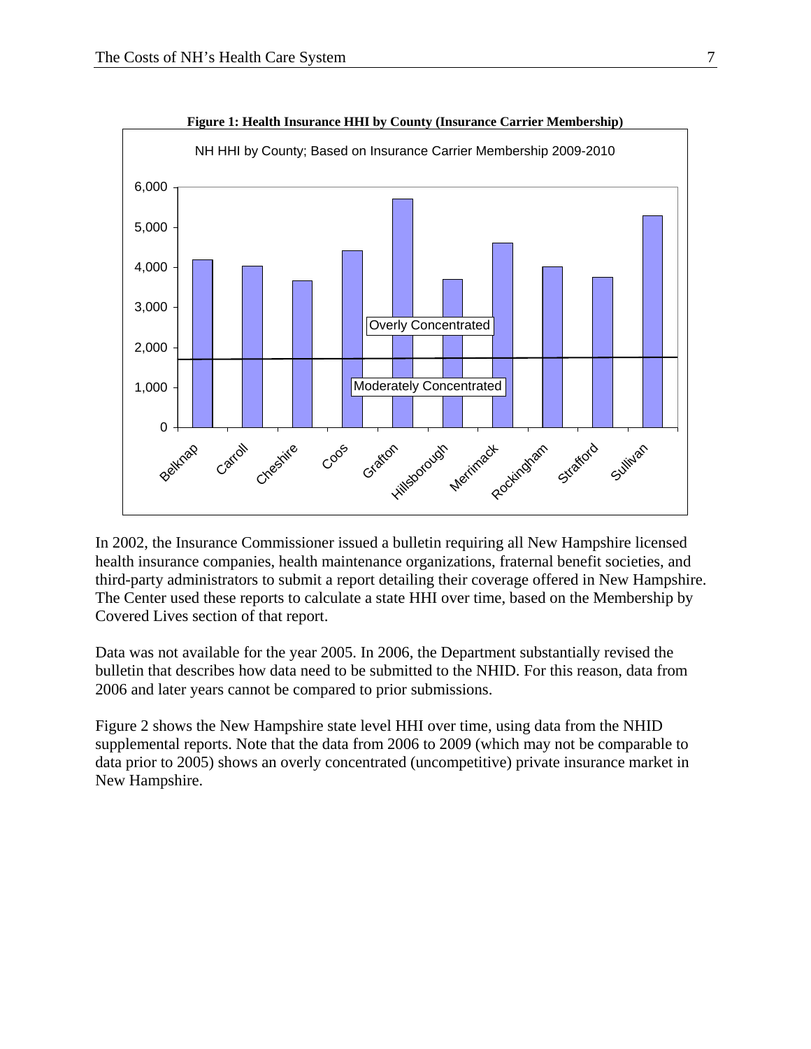**Figure 1: Health Insurance HHI by County (Insurance Carrier Membership)**

In 2002, the Insurance Commissioner issued a bulletin requiring all New Hampshire licensed health insurance companies, health maintenance organizations, fraternal benefit societies, and third-party administrators to submit a report detailing their coverage offered in New Hampshire. The Center used these reports to calculate a state HHI over time, based on the Membership by Covered Lives section of that report.

Data was not available for the year 2005. In 2006, the Department substantially revised the bulletin that describes how data need to be submitted to the NHID. For this reason, data from 2006 and later years cannot be compared to prior submissions.

Figure 2 shows the New Hampshire state level HHI over time, using data from the NHID supplemental reports. Note that the data from 2006 to 2009 (which may not be comparable to data prior to 2005) shows an overly concentrated (uncompetitive) private insurance market in New Hampshire.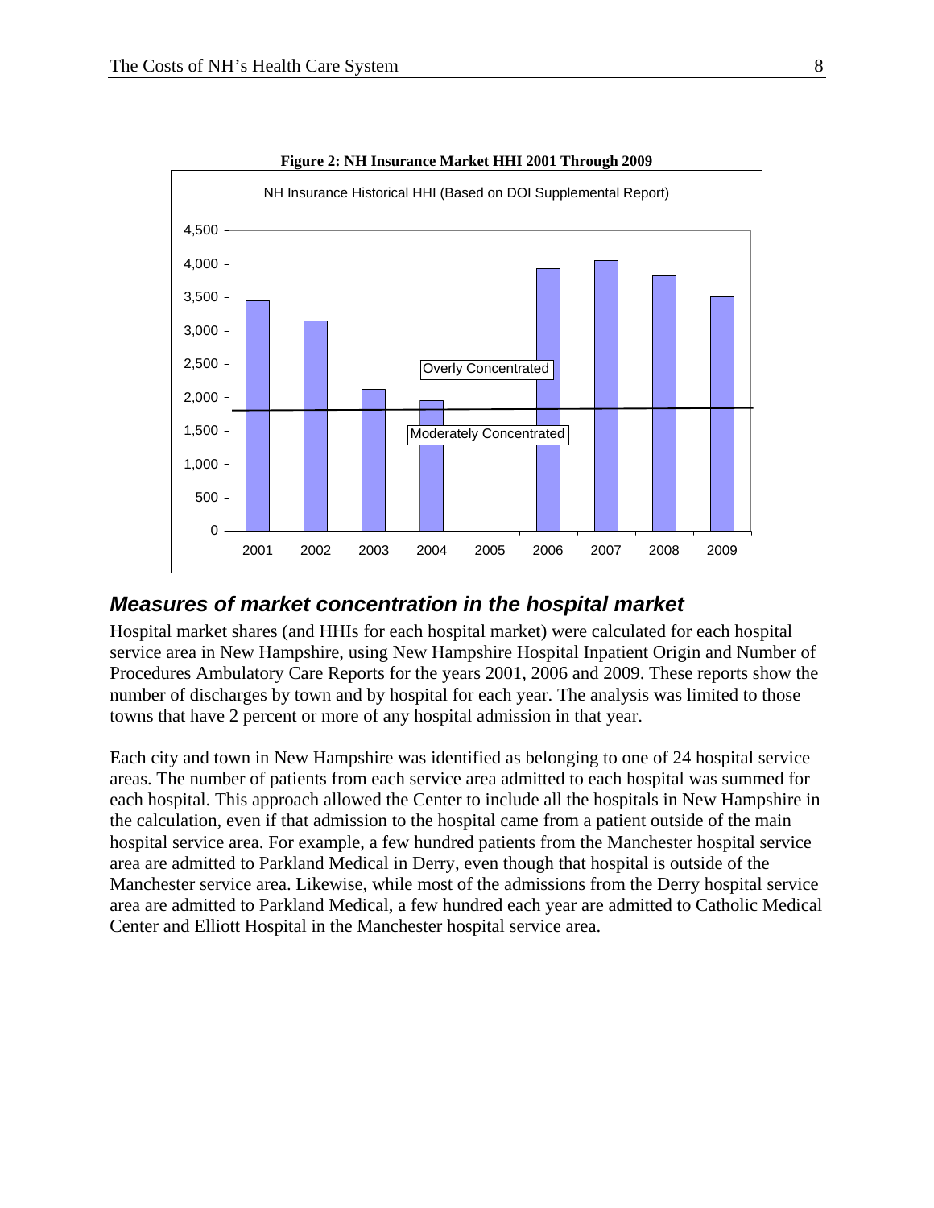**Figure 2: NH Insurance Market HHI 2001 Through 2009**

NH Insurance Historical HHI (Based on DOI Supplemental Report)

| Year | HHI (approx.) |
|---|---|
| 2001 | 3,450 |
| 2002 | 3,150 |
| 2003 | 2,120 |
| 2004 | 1,950 |
| 2005 | |
| 2006 | 3,930 |
| 2007 | 4,050 |
| 2008 | 3,820 |
| 2009 | 3,500 |

Overly Concentrated

Moderately Concentrated

## *Measures of market concentration in the hospital market*

Hospital market shares (and HHIs for each hospital market) were calculated for each hospital service area in New Hampshire, using New Hampshire Hospital Inpatient Origin and Number of Procedures Ambulatory Care Reports for the years 2001, 2006 and 2009. These reports show the number of discharges by town and by hospital for each year. The analysis was limited to those towns that have 2 percent or more of any hospital admission in that year.

Each city and town in New Hampshire was identified as belonging to one of 24 hospital service areas. The number of patients from each service area admitted to each hospital was summed for each hospital. This approach allowed the Center to include all the hospitals in New Hampshire in the calculation, even if that admission to the hospital came from a patient outside of the main hospital service area. For example, a few hundred patients from the Manchester hospital service area are admitted to Parkland Medical in Derry, even though that hospital is outside of the Manchester service area. Likewise, while most of the admissions from the Derry hospital service area are admitted to Parkland Medical, a few hundred each year are admitted to Catholic Medical Center and Elliott Hospital in the Manchester hospital service area.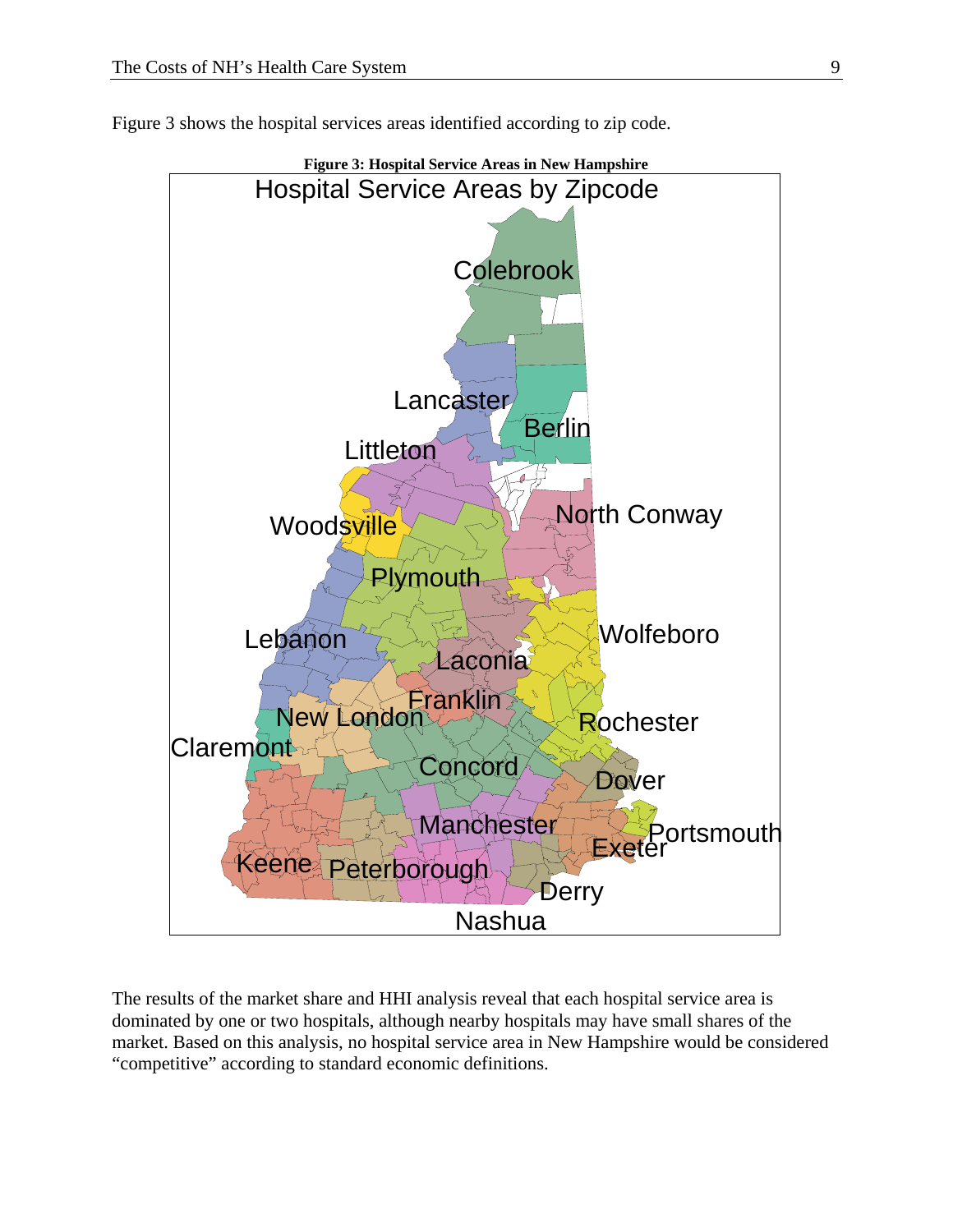Figure 3 shows the hospital services areas identified according to zip code.

**Figure 3: Hospital Service Areas in New Hampshire**

The results of the market share and HHI analysis reveal that each hospital service area is dominated by one or two hospitals, although nearby hospitals may have small shares of the market. Based on this analysis, no hospital service area in New Hampshire would be considered "competitive" according to standard economic definitions.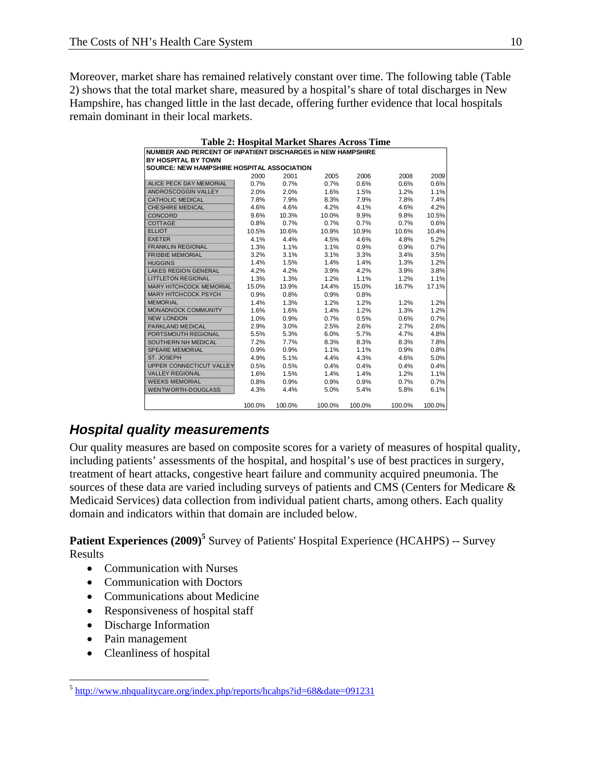Moreover, market share has remained relatively constant over time. The following table (Table 2) shows that the total market share, measured by a hospital's share of total discharges in New Hampshire, has changed little in the last decade, offering further evidence that local hospitals remain dominant in their local markets.

**Table 2: Hospital Market Shares Across Time**

NUMBER AND PERCENT OF INPATIENT DISCHARGES in NEW HAMPSHIRE BY HOSPITAL BY TOWN
SOURCE: NEW HAMPSHIRE HOSPITAL ASSOCIATION

| | 2000 | 2001 | 2005 | 2006 | 2008 | 2009 |
|---|---|---|---|---|---|---|
| ALICE PECK DAY MEMORIAL | 0.7% | 0.7% | 0.7% | 0.6% | 0.6% | 0.6% |
| ANDROSCOGGIN VALLEY | 2.0% | 2.0% | 1.6% | 1.5% | 1.2% | 1.1% |
| CATHOLIC MEDICAL | 7.8% | 7.9% | 8.3% | 7.9% | 7.8% | 7.4% |
| CHESHIRE MEDICAL | 4.6% | 4.6% | 4.2% | 4.1% | 4.6% | 4.2% |
| CONCORD | 9.6% | 10.3% | 10.0% | 9.9% | 9.8% | 10.5% |
| COTTAGE | 0.8% | 0.7% | 0.7% | 0.7% | 0.7% | 0.6% |
| ELLIOT | 10.5% | 10.6% | 10.9% | 10.9% | 10.6% | 10.4% |
| EXETER | 4.1% | 4.4% | 4.5% | 4.6% | 4.8% | 5.2% |
| FRANKLIN REGIONAL | 1.3% | 1.1% | 1.1% | 0.9% | 0.9% | 0.7% |
| FRISBIE MEMORIAL | 3.2% | 3.1% | 3.1% | 3.3% | 3.4% | 3.5% |
| HUGGINS | 1.4% | 1.5% | 1.4% | 1.4% | 1.3% | 1.2% |
| LAKES REGION GENERAL | 4.2% | 4.2% | 3.9% | 4.2% | 3.9% | 3.8% |
| LITTLETON REGIONAL | 1.3% | 1.3% | 1.2% | 1.1% | 1.2% | 1.1% |
| MARY HITCHCOCK MEMORIAL | 15.0% | 13.9% | 14.4% | 15.0% | 16.7% | 17.1% |
| MARY HITCHCOCK PSYCH | 0.9% | 0.8% | 0.9% | 0.8% | | |
| MEMORIAL | 1.4% | 1.3% | 1.2% | 1.2% | 1.2% | 1.2% |
| MONADNOCK COMMUNITY | 1.6% | 1.6% | 1.4% | 1.2% | 1.3% | 1.2% |
| NEW LONDON | 1.0% | 0.9% | 0.7% | 0.5% | 0.6% | 0.7% |
| PARKLAND MEDICAL | 2.9% | 3.0% | 2.5% | 2.6% | 2.7% | 2.6% |
| PORTSMOUTH REGIONAL | 5.5% | 5.3% | 6.0% | 5.7% | 4.7% | 4.8% |
| SOUTHERN NH MEDICAL | 7.2% | 7.7% | 8.3% | 8.3% | 8.3% | 7.8% |
| SPEARE MEMORIAL | 0.9% | 0.9% | 1.1% | 1.1% | 0.9% | 0.8% |
| ST. JOSEPH | 4.9% | 5.1% | 4.4% | 4.3% | 4.6% | 5.0% |
| UPPER CONNECTICUT VALLEY | 0.5% | 0.5% | 0.4% | 0.4% | 0.4% | 0.4% |
| VALLEY REGIONAL | 1.6% | 1.5% | 1.4% | 1.4% | 1.2% | 1.1% |
| WEEKS MEMORIAL | 0.8% | 0.9% | 0.9% | 0.9% | 0.7% | 0.7% |
| WENTWORTH-DOUGLASS | 4.3% | 4.4% | 5.0% | 5.4% | 5.8% | 6.1% |
| | 100.0% | 100.0% | 100.0% | 100.0% | 100.0% | 100.0% |

## *Hospital quality measurements*

Our quality measures are based on composite scores for a variety of measures of hospital quality, including patients' assessments of the hospital, and hospital's use of best practices in surgery, treatment of heart attacks, congestive heart failure and community acquired pneumonia. The sources of these data are varied including surveys of patients and CMS (Centers for Medicare & Medicaid Services) data collection from individual patient charts, among others. Each quality domain and indicators within that domain are included below.

**Patient Experiences (2009)**[5] Survey of Patients' Hospital Experience (HCAHPS) -- Survey Results

- Communication with Nurses
- Communication with Doctors
- Communications about Medicine
- Responsiveness of hospital staff
- Discharge Information
- Pain management
- Cleanliness of hospital

[5] http://www.nhqualitycare.org/index.php/reports/hcahps?id=68&date=091231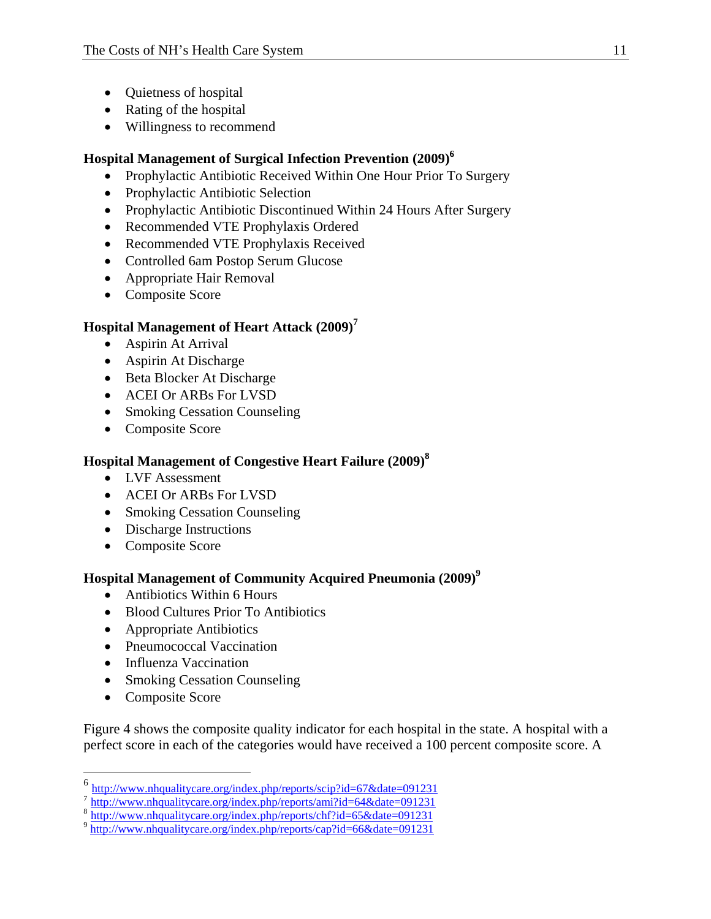- Quietness of hospital
- Rating of the hospital
- Willingness to recommend

**Hospital Management of Surgical Infection Prevention (2009)**[6]

- Prophylactic Antibiotic Received Within One Hour Prior To Surgery
- Prophylactic Antibiotic Selection
- Prophylactic Antibiotic Discontinued Within 24 Hours After Surgery
- Recommended VTE Prophylaxis Ordered
- Recommended VTE Prophylaxis Received
- Controlled 6am Postop Serum Glucose
- Appropriate Hair Removal
- Composite Score

**Hospital Management of Heart Attack (2009)**[7]

- Aspirin At Arrival
- Aspirin At Discharge
- Beta Blocker At Discharge
- ACEI Or ARBs For LVSD
- Smoking Cessation Counseling
- Composite Score

**Hospital Management of Congestive Heart Failure (2009)**[8]

- LVF Assessment
- ACEI Or ARBs For LVSD
- Smoking Cessation Counseling
- Discharge Instructions
- Composite Score

**Hospital Management of Community Acquired Pneumonia (2009)**[9]

- Antibiotics Within 6 Hours
- Blood Cultures Prior To Antibiotics
- Appropriate Antibiotics
- Pneumococcal Vaccination
- Influenza Vaccination
- Smoking Cessation Counseling
- Composite Score

Figure 4 shows the composite quality indicator for each hospital in the state. A hospital with a perfect score in each of the categories would have received a 100 percent composite score. A

---

[6] http://www.nhqualitycare.org/index.php/reports/scip?id=67&date=091231
[7] http://www.nhqualitycare.org/index.php/reports/ami?id=64&date=091231
[8] http://www.nhqualitycare.org/index.php/reports/chf?id=65&date=091231
[9] http://www.nhqualitycare.org/index.php/reports/cap?id=66&date=091231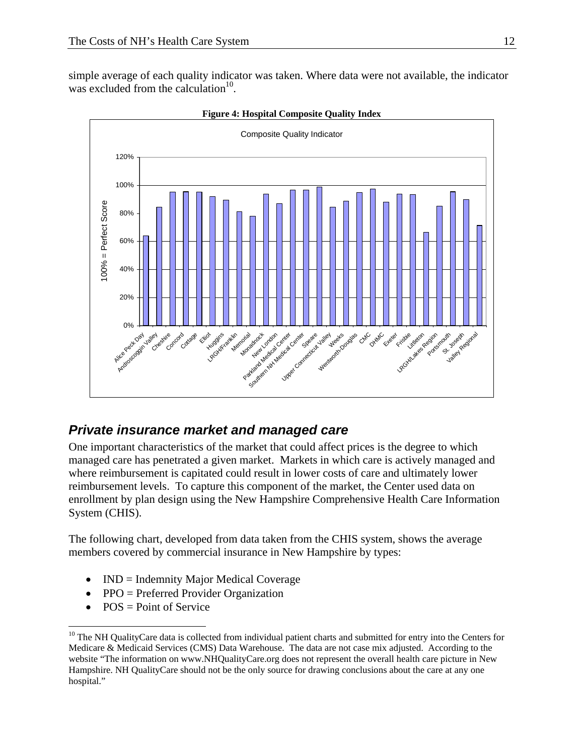simple average of each quality indicator was taken. Where data were not available, the indicator was excluded from the calculation[10].

**Figure 4: Hospital Composite Quality Index**

## *Private insurance market and managed care*

One important characteristics of the market that could affect prices is the degree to which managed care has penetrated a given market. Markets in which care is actively managed and where reimbursement is capitated could result in lower costs of care and ultimately lower reimbursement levels. To capture this component of the market, the Center used data on enrollment by plan design using the New Hampshire Comprehensive Health Care Information System (CHIS).

The following chart, developed from data taken from the CHIS system, shows the average members covered by commercial insurance in New Hampshire by types:

- IND = Indemnity Major Medical Coverage
- PPO = Preferred Provider Organization
- POS = Point of Service

[10] The NH QualityCare data is collected from individual patient charts and submitted for entry into the Centers for Medicare & Medicaid Services (CMS) Data Warehouse. The data are not case mix adjusted. According to the website "The information on www.NHQualityCare.org does not represent the overall health care picture in New Hampshire. NH QualityCare should not be the only source for drawing conclusions about the care at any one hospital."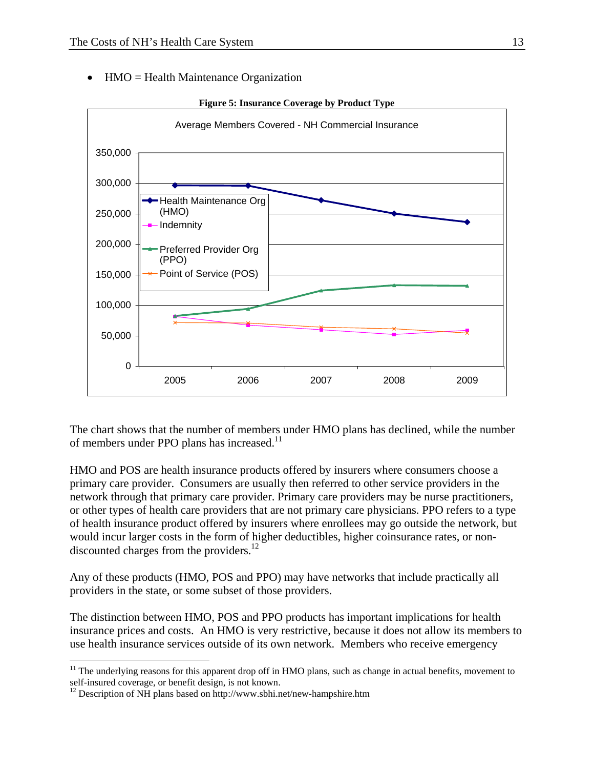- HMO = Health Maintenance Organization

**Figure 5: Insurance Coverage by Product Type**

The chart shows that the number of members under HMO plans has declined, while the number of members under PPO plans has increased.[11]

HMO and POS are health insurance products offered by insurers where consumers choose a primary care provider. Consumers are usually then referred to other service providers in the network through that primary care provider. Primary care providers may be nurse practitioners, or other types of health care providers that are not primary care physicians. PPO refers to a type of health insurance product offered by insurers where enrollees may go outside the network, but would incur larger costs in the form of higher deductibles, higher coinsurance rates, or non-discounted charges from the providers.[12]

Any of these products (HMO, POS and PPO) may have networks that include practically all providers in the state, or some subset of those providers.

The distinction between HMO, POS and PPO products has important implications for health insurance prices and costs. An HMO is very restrictive, because it does not allow its members to use health insurance services outside of its own network. Members who receive emergency

---

[11] The underlying reasons for this apparent drop off in HMO plans, such as change in actual benefits, movement to self-insured coverage, or benefit design, is not known.

[12] Description of NH plans based on http://www.sbhi.net/new-hampshire.htm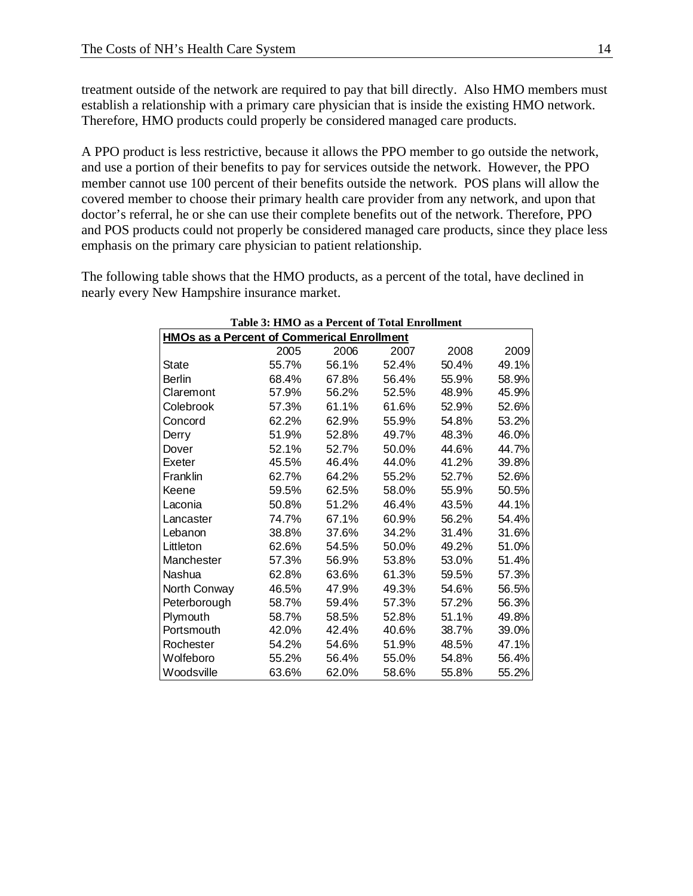treatment outside of the network are required to pay that bill directly. Also HMO members must establish a relationship with a primary care physician that is inside the existing HMO network. Therefore, HMO products could properly be considered managed care products.

A PPO product is less restrictive, because it allows the PPO member to go outside the network, and use a portion of their benefits to pay for services outside the network. However, the PPO member cannot use 100 percent of their benefits outside the network. POS plans will allow the covered member to choose their primary health care provider from any network, and upon that doctor's referral, he or she can use their complete benefits out of the network. Therefore, PPO and POS products could not properly be considered managed care products, since they place less emphasis on the primary care physician to patient relationship.

The following table shows that the HMO products, as a percent of the total, have declined in nearly every New Hampshire insurance market.

**Table 3: HMO as a Percent of Total Enrollment**

**HMOs as a Percent of Commerical Enrollment**

| | 2005 | 2006 | 2007 | 2008 | 2009 |
|---|---|---|---|---|---|
| State | 55.7% | 56.1% | 52.4% | 50.4% | 49.1% |
| Berlin | 68.4% | 67.8% | 56.4% | 55.9% | 58.9% |
| Claremont | 57.9% | 56.2% | 52.5% | 48.9% | 45.9% |
| Colebrook | 57.3% | 61.1% | 61.6% | 52.9% | 52.6% |
| Concord | 62.2% | 62.9% | 55.9% | 54.8% | 53.2% |
| Derry | 51.9% | 52.8% | 49.7% | 48.3% | 46.0% |
| Dover | 52.1% | 52.7% | 50.0% | 44.6% | 44.7% |
| Exeter | 45.5% | 46.4% | 44.0% | 41.2% | 39.8% |
| Franklin | 62.7% | 64.2% | 55.2% | 52.7% | 52.6% |
| Keene | 59.5% | 62.5% | 58.0% | 55.9% | 50.5% |
| Laconia | 50.8% | 51.2% | 46.4% | 43.5% | 44.1% |
| Lancaster | 74.7% | 67.1% | 60.9% | 56.2% | 54.4% |
| Lebanon | 38.8% | 37.6% | 34.2% | 31.4% | 31.6% |
| Littleton | 62.6% | 54.5% | 50.0% | 49.2% | 51.0% |
| Manchester | 57.3% | 56.9% | 53.8% | 53.0% | 51.4% |
| Nashua | 62.8% | 63.6% | 61.3% | 59.5% | 57.3% |
| North Conway | 46.5% | 47.9% | 49.3% | 54.6% | 56.5% |
| Peterborough | 58.7% | 59.4% | 57.3% | 57.2% | 56.3% |
| Plymouth | 58.7% | 58.5% | 52.8% | 51.1% | 49.8% |
| Portsmouth | 42.0% | 42.4% | 40.6% | 38.7% | 39.0% |
| Rochester | 54.2% | 54.6% | 51.9% | 48.5% | 47.1% |
| Wolfeboro | 55.2% | 56.4% | 55.0% | 54.8% | 56.4% |
| Woodsville | 63.6% | 62.0% | 58.6% | 55.8% | 55.2% |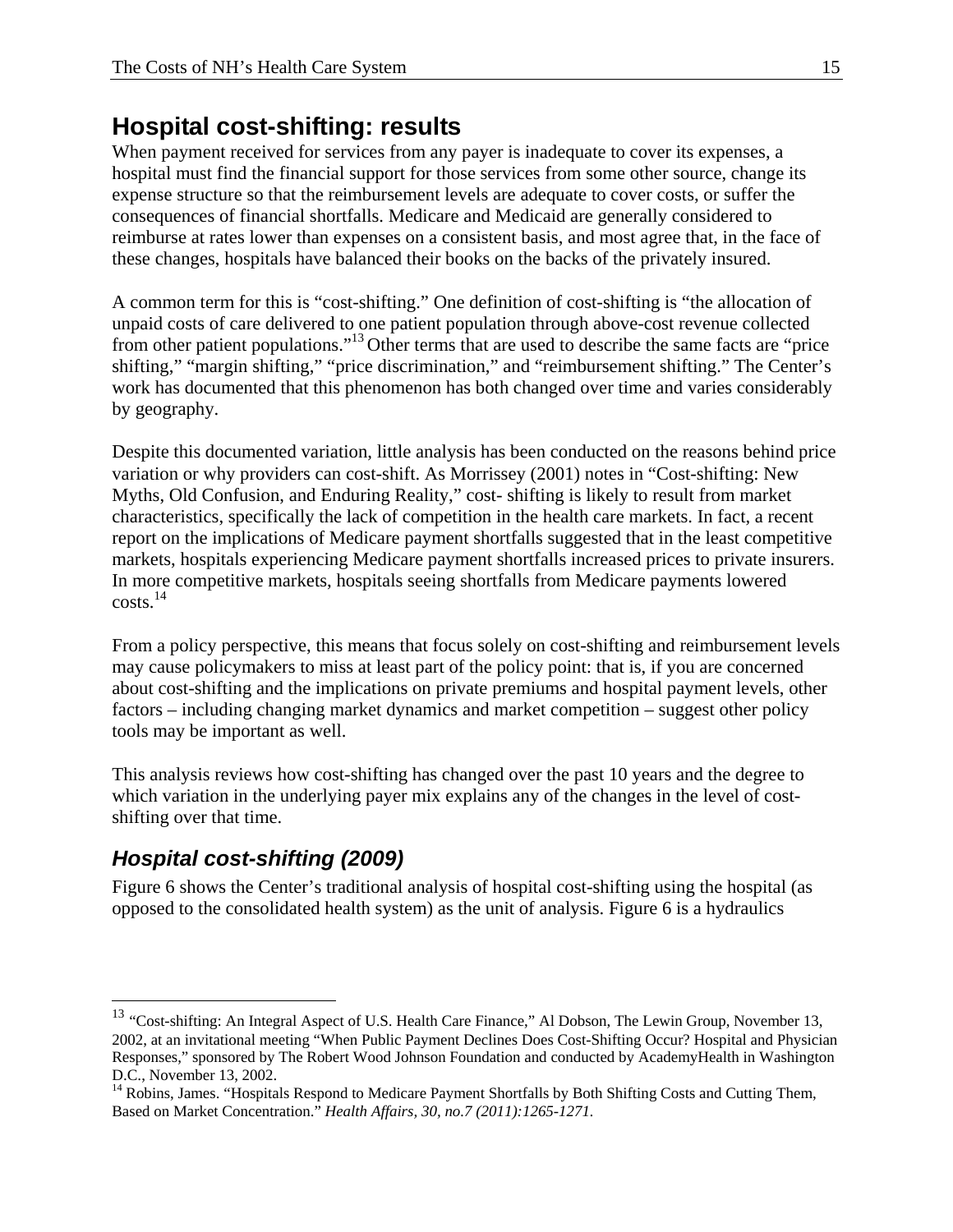## Hospital cost-shifting: results

When payment received for services from any payer is inadequate to cover its expenses, a hospital must find the financial support for those services from some other source, change its expense structure so that the reimbursement levels are adequate to cover costs, or suffer the consequences of financial shortfalls. Medicare and Medicaid are generally considered to reimburse at rates lower than expenses on a consistent basis, and most agree that, in the face of these changes, hospitals have balanced their books on the backs of the privately insured.

A common term for this is "cost-shifting." One definition of cost-shifting is "the allocation of unpaid costs of care delivered to one patient population through above-cost revenue collected from other patient populations."[13] Other terms that are used to describe the same facts are "price shifting," "margin shifting," "price discrimination," and "reimbursement shifting." The Center's work has documented that this phenomenon has both changed over time and varies considerably by geography.

Despite this documented variation, little analysis has been conducted on the reasons behind price variation or why providers can cost-shift. As Morrissey (2001) notes in "Cost-shifting: New Myths, Old Confusion, and Enduring Reality," cost- shifting is likely to result from market characteristics, specifically the lack of competition in the health care markets. In fact, a recent report on the implications of Medicare payment shortfalls suggested that in the least competitive markets, hospitals experiencing Medicare payment shortfalls increased prices to private insurers. In more competitive markets, hospitals seeing shortfalls from Medicare payments lowered costs.[14]

From a policy perspective, this means that focus solely on cost-shifting and reimbursement levels may cause policymakers to miss at least part of the policy point: that is, if you are concerned about cost-shifting and the implications on private premiums and hospital payment levels, other factors – including changing market dynamics and market competition – suggest other policy tools may be important as well.

This analysis reviews how cost-shifting has changed over the past 10 years and the degree to which variation in the underlying payer mix explains any of the changes in the level of cost-shifting over that time.

### *Hospital cost-shifting (2009)*

Figure 6 shows the Center's traditional analysis of hospital cost-shifting using the hospital (as opposed to the consolidated health system) as the unit of analysis. Figure 6 is a hydraulics

---

[13] "Cost-shifting: An Integral Aspect of U.S. Health Care Finance," Al Dobson, The Lewin Group, November 13, 2002, at an invitational meeting "When Public Payment Declines Does Cost-Shifting Occur? Hospital and Physician Responses," sponsored by The Robert Wood Johnson Foundation and conducted by AcademyHealth in Washington D.C., November 13, 2002.

[14] Robins, James. "Hospitals Respond to Medicare Payment Shortfalls by Both Shifting Costs and Cutting Them, Based on Market Concentration." *Health Affairs, 30, no.7 (2011):1265-1271.*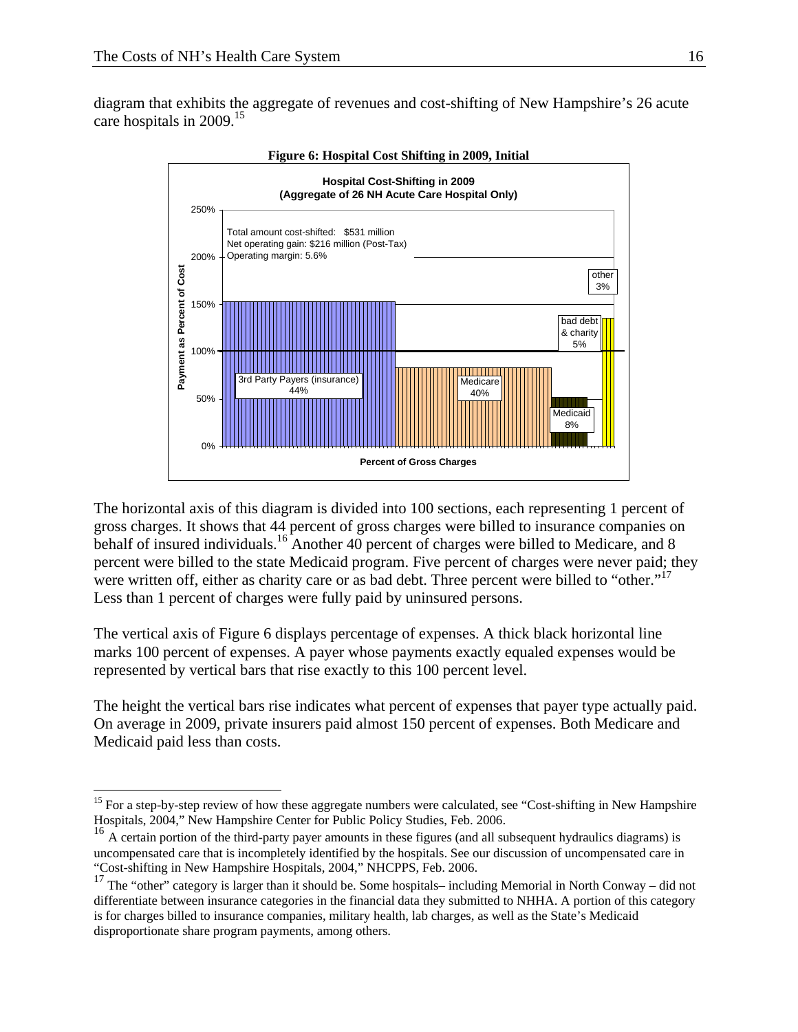diagram that exhibits the aggregate of revenues and cost-shifting of New Hampshire's 26 acute care hospitals in 2009.[15]

**Figure 6: Hospital Cost Shifting in 2009, Initial**

The horizontal axis of this diagram is divided into 100 sections, each representing 1 percent of gross charges. It shows that 44 percent of gross charges were billed to insurance companies on behalf of insured individuals.[16] Another 40 percent of charges were billed to Medicare, and 8 percent were billed to the state Medicaid program. Five percent of charges were never paid; they were written off, either as charity care or as bad debt. Three percent were billed to "other."[17] Less than 1 percent of charges were fully paid by uninsured persons.

The vertical axis of Figure 6 displays percentage of expenses. A thick black horizontal line marks 100 percent of expenses. A payer whose payments exactly equaled expenses would be represented by vertical bars that rise exactly to this 100 percent level.

The height the vertical bars rise indicates what percent of expenses that payer type actually paid. On average in 2009, private insurers paid almost 150 percent of expenses. Both Medicare and Medicaid paid less than costs.

---

[15] For a step-by-step review of how these aggregate numbers were calculated, see "Cost-shifting in New Hampshire Hospitals, 2004," New Hampshire Center for Public Policy Studies, Feb. 2006.

[16] A certain portion of the third-party payer amounts in these figures (and all subsequent hydraulics diagrams) is uncompensated care that is incompletely identified by the hospitals. See our discussion of uncompensated care in "Cost-shifting in New Hampshire Hospitals, 2004," NHCPPS, Feb. 2006.

[17] The "other" category is larger than it should be. Some hospitals– including Memorial in North Conway – did not differentiate between insurance categories in the financial data they submitted to NHHA. A portion of this category is for charges billed to insurance companies, military health, lab charges, as well as the State's Medicaid disproportionate share program payments, among others.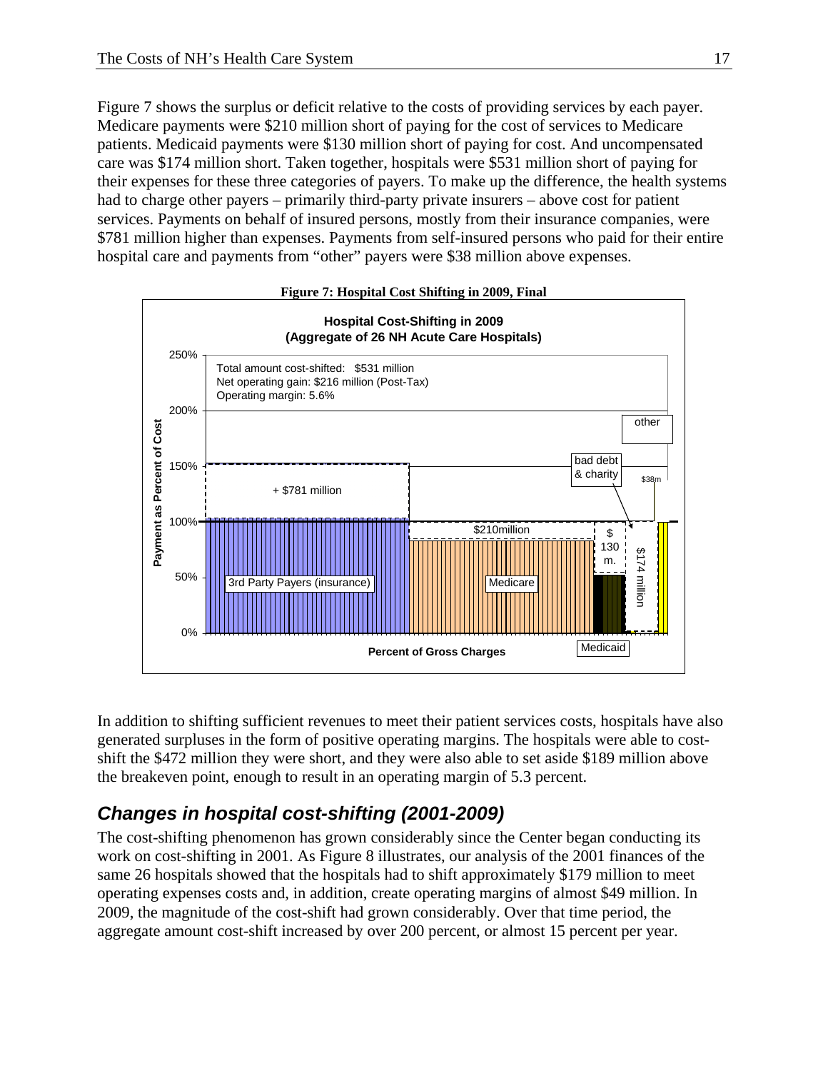Figure 7 shows the surplus or deficit relative to the costs of providing services by each payer. Medicare payments were $210 million short of paying for the cost of services to Medicare patients. Medicaid payments were $130 million short of paying for cost. And uncompensated care was $174 million short. Taken together, hospitals were $531 million short of paying for their expenses for these three categories of payers. To make up the difference, the health systems had to charge other payers – primarily third-party private insurers – above cost for patient services. Payments on behalf of insured persons, mostly from their insurance companies, were $781 million higher than expenses. Payments from self-insured persons who paid for their entire hospital care and payments from "other" payers were $38 million above expenses.

**Figure 7: Hospital Cost Shifting in 2009, Final**

In addition to shifting sufficient revenues to meet their patient services costs, hospitals have also generated surpluses in the form of positive operating margins. The hospitals were able to cost-shift the $472 million they were short, and they were also able to set aside $189 million above the breakeven point, enough to result in an operating margin of 5.3 percent.

## *Changes in hospital cost-shifting (2001-2009)*

The cost-shifting phenomenon has grown considerably since the Center began conducting its work on cost-shifting in 2001. As Figure 8 illustrates, our analysis of the 2001 finances of the same 26 hospitals showed that the hospitals had to shift approximately $179 million to meet operating expenses costs and, in addition, create operating margins of almost $49 million. In 2009, the magnitude of the cost-shift had grown considerably. Over that time period, the aggregate amount cost-shift increased by over 200 percent, or almost 15 percent per year.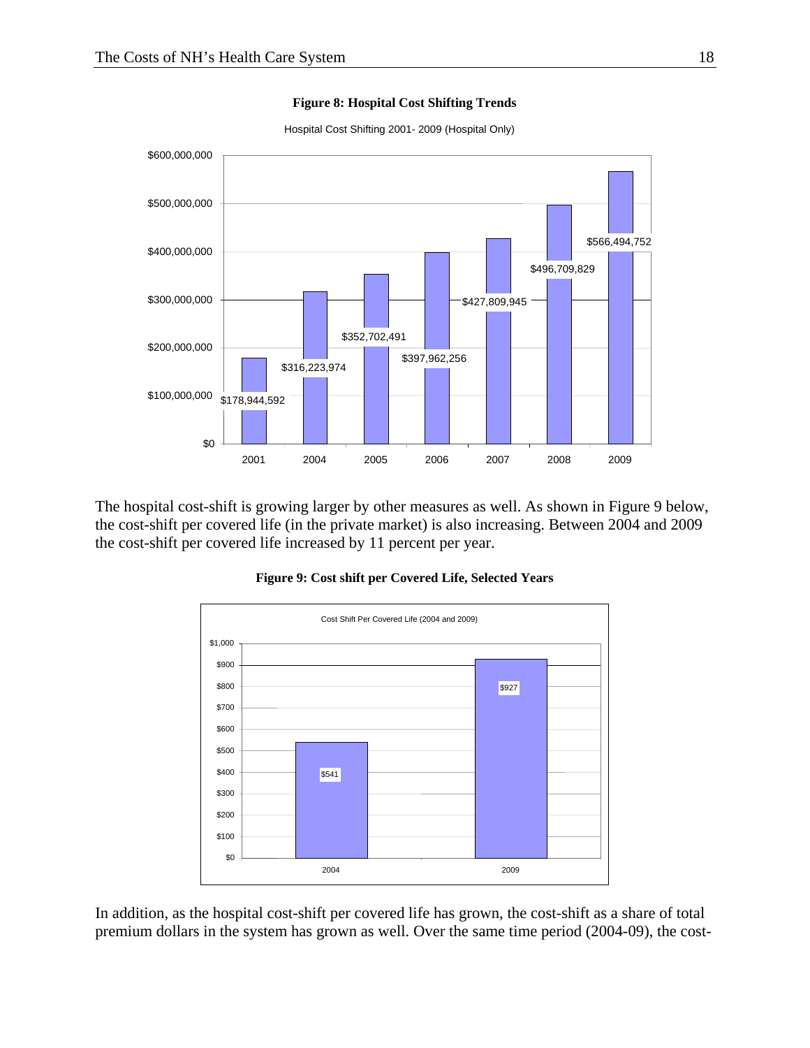**Figure 8: Hospital Cost Shifting Trends**

Hospital Cost Shifting 2001- 2009 (Hospital Only)

| Year | Cost Shift |
|---|---|
| 2001 | $178,944,592 |
| 2004 | $316,223,974 |
| 2005 | $352,702,491 |
| 2006 | $397,962,256 |
| 2007 | $427,809,945 |
| 2008 | $496,709,829 |
| 2009 | $566,494,752 |

The hospital cost-shift is growing larger by other measures as well. As shown in Figure 9 below, the cost-shift per covered life (in the private market) is also increasing. Between 2004 and 2009 the cost-shift per covered life increased by 11 percent per year.

**Figure 9: Cost shift per Covered Life, Selected Years**

Cost Shift Per Covered Life (2004 and 2009)

| Year | Cost Shift Per Covered Life |
|---|---|
| 2004 | $541 |
| 2009 | $927 |

In addition, as the hospital cost-shift per covered life has grown, the cost-shift as a share of total premium dollars in the system has grown as well. Over the same time period (2004-09), the cost-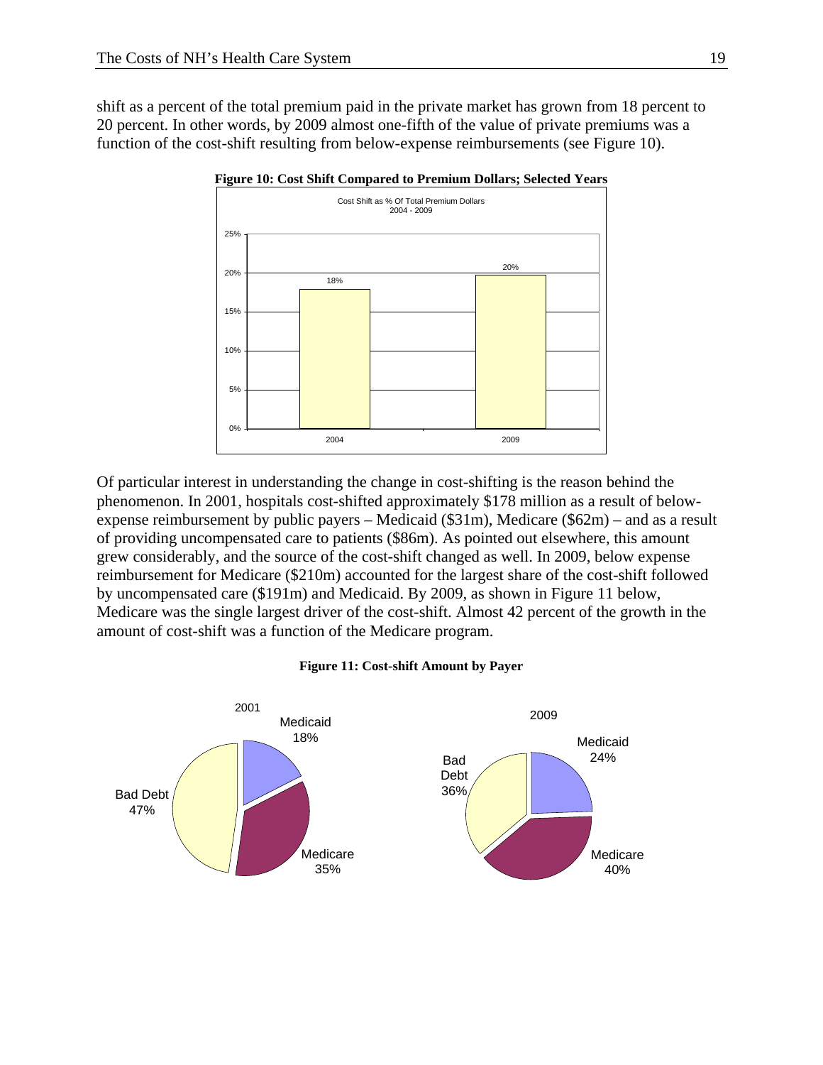shift as a percent of the total premium paid in the private market has grown from 18 percent to 20 percent. In other words, by 2009 almost one-fifth of the value of private premiums was a function of the cost-shift resulting from below-expense reimbursements (see Figure 10).

**Figure 10: Cost Shift Compared to Premium Dollars; Selected Years**

Cost Shift as % Of Total Premium Dollars
2004 - 2009

| Year | Cost Shift as % of Total Premium Dollars |
|---|---|
| 2004 | 18% |
| 2009 | 20% |

Of particular interest in understanding the change in cost-shifting is the reason behind the phenomenon. In 2001, hospitals cost-shifted approximately $178 million as a result of below-expense reimbursement by public payers – Medicaid ($31m), Medicare ($62m) – and as a result of providing uncompensated care to patients ($86m). As pointed out elsewhere, this amount grew considerably, and the source of the cost-shift changed as well. In 2009, below expense reimbursement for Medicare ($210m) accounted for the largest share of the cost-shift followed by uncompensated care ($191m) and Medicaid. By 2009, as shown in Figure 11 below, Medicare was the single largest driver of the cost-shift. Almost 42 percent of the growth in the amount of cost-shift was a function of the Medicare program.

**Figure 11: Cost-shift Amount by Payer**

| Payer | 2001 | 2009 |
|---|---|---|
| Medicaid | 18% | 24% |
| Medicare | 35% | 40% |
| Bad Debt | 47% | 36% |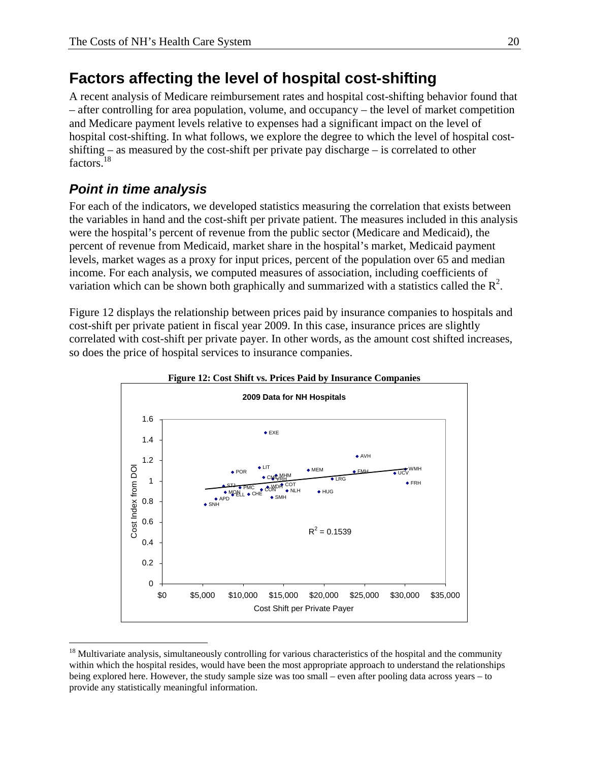# Factors affecting the level of hospital cost-shifting

A recent analysis of Medicare reimbursement rates and hospital cost-shifting behavior found that – after controlling for area population, volume, and occupancy – the level of market competition and Medicare payment levels relative to expenses had a significant impact on the level of hospital cost-shifting. In what follows, we explore the degree to which the level of hospital cost-shifting – as measured by the cost-shift per private pay discharge – is correlated to other factors.[18]

## *Point in time analysis*

For each of the indicators, we developed statistics measuring the correlation that exists between the variables in hand and the cost-shift per private patient. The measures included in this analysis were the hospital's percent of revenue from the public sector (Medicare and Medicaid), the percent of revenue from Medicaid, market share in the hospital's market, Medicaid payment levels, market wages as a proxy for input prices, percent of the population over 65 and median income. For each analysis, we computed measures of association, including coefficients of variation which can be shown both graphically and summarized with a statistics called the $R^2$.

Figure 12 displays the relationship between prices paid by insurance companies to hospitals and cost-shift per private patient in fiscal year 2009. In this case, insurance prices are slightly correlated with cost-shift per private payer. In other words, as the amount cost shifted increases, so does the price of hospital services to insurance companies.

**Figure 12: Cost Shift vs. Prices Paid by Insurance Companies**

2009 Data for NH Hospitals

Cost Index from DOI vs. Cost Shift per Private Payer; $R^2 = 0.1539$

[18] Multivariate analysis, simultaneously controlling for various characteristics of the hospital and the community within which the hospital resides, would have been the most appropriate approach to understand the relationships being explored here. However, the study sample size was too small – even after pooling data across years – to provide any statistically meaningful information.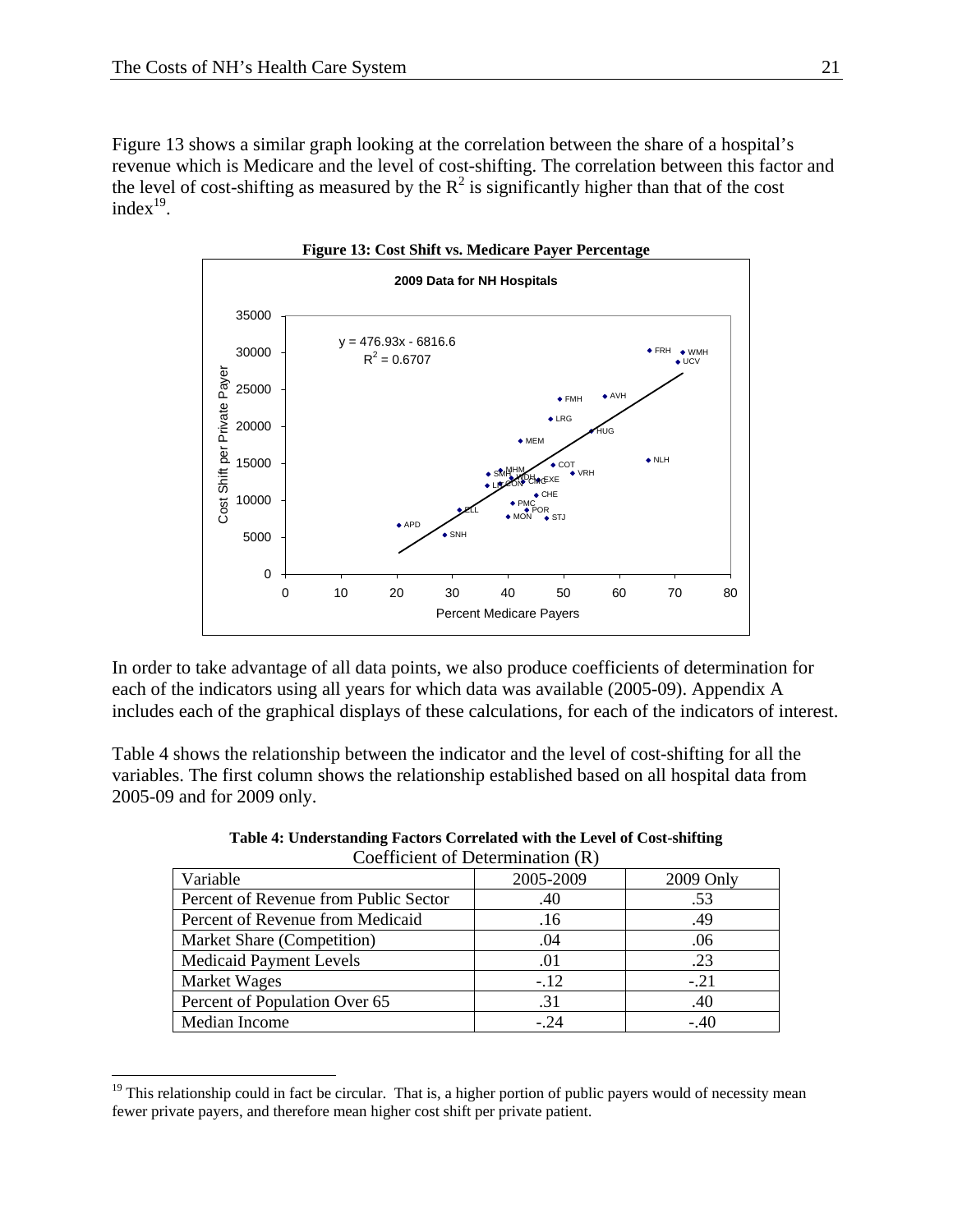Figure 13 shows a similar graph looking at the correlation between the share of a hospital's revenue which is Medicare and the level of cost-shifting. The correlation between this factor and the level of cost-shifting as measured by the $R^2$ is significantly higher than that of the cost index[19].

**Figure 13: Cost Shift vs. Medicare Payer Percentage**

In order to take advantage of all data points, we also produce coefficients of determination for each of the indicators using all years for which data was available (2005-09). Appendix A includes each of the graphical displays of these calculations, for each of the indicators of interest.

Table 4 shows the relationship between the indicator and the level of cost-shifting for all the variables. The first column shows the relationship established based on all hospital data from 2005-09 and for 2009 only.

**Table 4: Understanding Factors Correlated with the Level of Cost-shifting**

Coefficient of Determination (R)

| Variable | 2005-2009 | 2009 Only |
|---|---|---|
| Percent of Revenue from Public Sector | .40 | .53 |
| Percent of Revenue from Medicaid | .16 | .49 |
| Market Share (Competition) | .04 | .06 |
| Medicaid Payment Levels | .01 | .23 |
| Market Wages | -.12 | -.21 |
| Percent of Population Over 65 | .31 | .40 |
| Median Income | -.24 | -.40 |

[19] This relationship could in fact be circular. That is, a higher portion of public payers would of necessity mean fewer private payers, and therefore mean higher cost shift per private patient.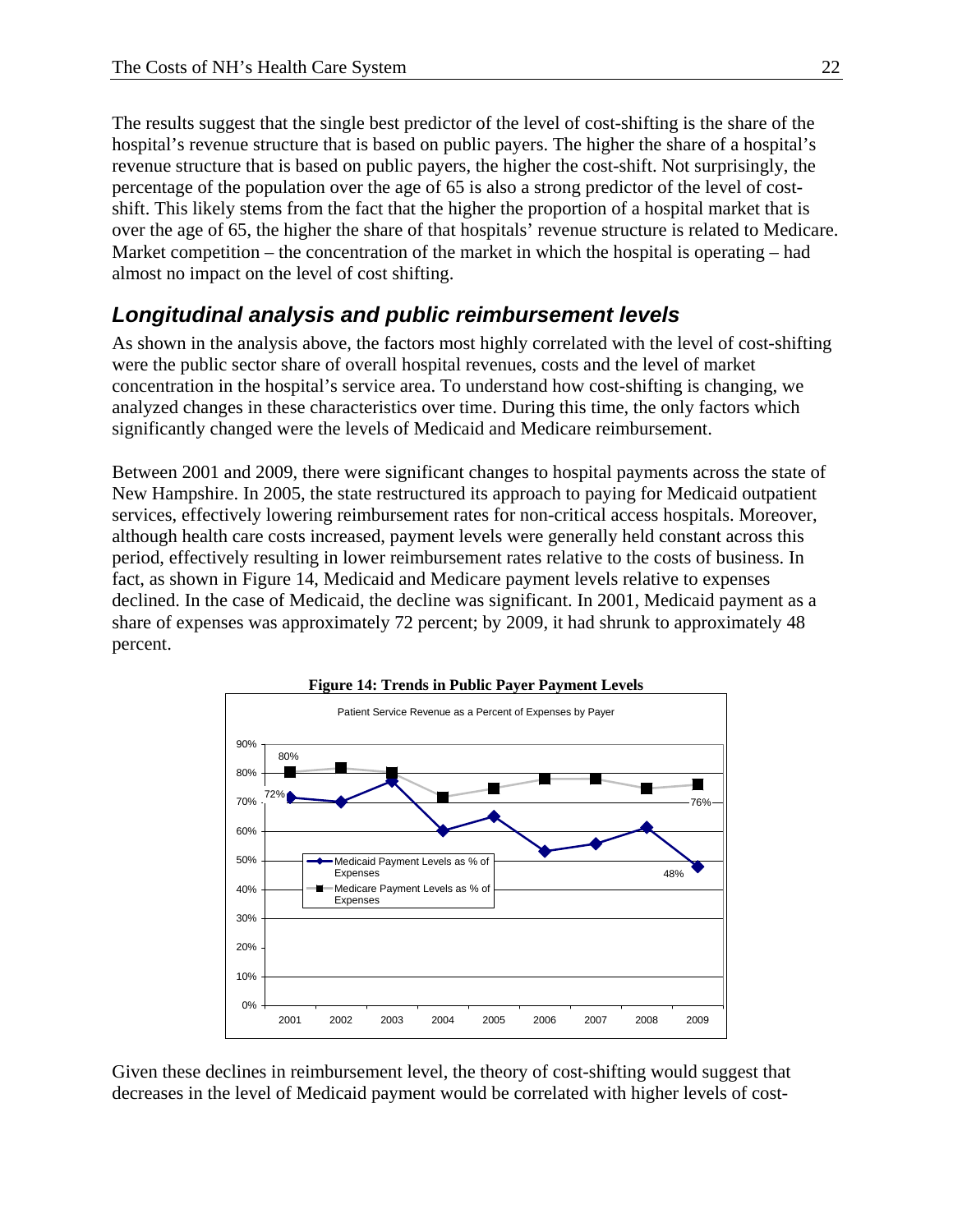The results suggest that the single best predictor of the level of cost-shifting is the share of the hospital's revenue structure that is based on public payers. The higher the share of a hospital's revenue structure that is based on public payers, the higher the cost-shift. Not surprisingly, the percentage of the population over the age of 65 is also a strong predictor of the level of cost-shift. This likely stems from the fact that the higher the proportion of a hospital market that is over the age of 65, the higher the share of that hospitals' revenue structure is related to Medicare. Market competition – the concentration of the market in which the hospital is operating – had almost no impact on the level of cost shifting.

## *Longitudinal analysis and public reimbursement levels*

As shown in the analysis above, the factors most highly correlated with the level of cost-shifting were the public sector share of overall hospital revenues, costs and the level of market concentration in the hospital's service area. To understand how cost-shifting is changing, we analyzed changes in these characteristics over time. During this time, the only factors which significantly changed were the levels of Medicaid and Medicare reimbursement.

Between 2001 and 2009, there were significant changes to hospital payments across the state of New Hampshire. In 2005, the state restructured its approach to paying for Medicaid outpatient services, effectively lowering reimbursement rates for non-critical access hospitals. Moreover, although health care costs increased, payment levels were generally held constant across this period, effectively resulting in lower reimbursement rates relative to the costs of business. In fact, as shown in Figure 14, Medicaid and Medicare payment levels relative to expenses declined. In the case of Medicaid, the decline was significant. In 2001, Medicaid payment as a share of expenses was approximately 72 percent; by 2009, it had shrunk to approximately 48 percent.

**Figure 14: Trends in Public Payer Payment Levels**

Patient Service Revenue as a Percent of Expenses by Payer

Given these declines in reimbursement level, the theory of cost-shifting would suggest that decreases in the level of Medicaid payment would be correlated with higher levels of cost-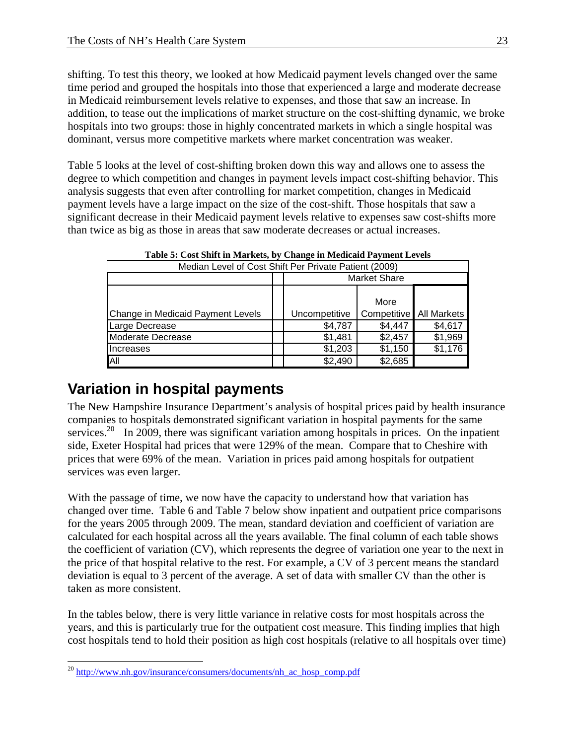shifting. To test this theory, we looked at how Medicaid payment levels changed over the same time period and grouped the hospitals into those that experienced a large and moderate decrease in Medicaid reimbursement levels relative to expenses, and those that saw an increase. In addition, to tease out the implications of market structure on the cost-shifting dynamic, we broke hospitals into two groups: those in highly concentrated markets in which a single hospital was dominant, versus more competitive markets where market concentration was weaker.

Table 5 looks at the level of cost-shifting broken down this way and allows one to assess the degree to which competition and changes in payment levels impact cost-shifting behavior. This analysis suggests that even after controlling for market competition, changes in Medicaid payment levels have a large impact on the size of the cost-shift. Those hospitals that saw a significant decrease in their Medicaid payment levels relative to expenses saw cost-shifts more than twice as big as those in areas that saw moderate decreases or actual increases.

**Table 5: Cost Shift in Markets, by Change in Medicaid Payment Levels**

| Median Level of Cost Shift Per Private Patient (2009) | | | |
|---|---|---|---|
| | Market Share | | |
| Change in Medicaid Payment Levels | Uncompetitive | More Competitive | All Markets |
| Large Decrease | $4,787 | $4,447 | $4,617 |
| Moderate Decrease | $1,481 | $2,457 | $1,969 |
| Increases | $1,203 | $1,150 | $1,176 |
| All | $2,490 | $2,685 | |

## Variation in hospital payments

The New Hampshire Insurance Department's analysis of hospital prices paid by health insurance companies to hospitals demonstrated significant variation in hospital payments for the same services.[20] In 2009, there was significant variation among hospitals in prices. On the inpatient side, Exeter Hospital had prices that were 129% of the mean. Compare that to Cheshire with prices that were 69% of the mean. Variation in prices paid among hospitals for outpatient services was even larger.

With the passage of time, we now have the capacity to understand how that variation has changed over time. Table 6 and Table 7 below show inpatient and outpatient price comparisons for the years 2005 through 2009. The mean, standard deviation and coefficient of variation are calculated for each hospital across all the years available. The final column of each table shows the coefficient of variation (CV), which represents the degree of variation one year to the next in the price of that hospital relative to the rest. For example, a CV of 3 percent means the standard deviation is equal to 3 percent of the average. A set of data with smaller CV than the other is taken as more consistent.

In the tables below, there is very little variance in relative costs for most hospitals across the years, and this is particularly true for the outpatient cost measure. This finding implies that high cost hospitals tend to hold their position as high cost hospitals (relative to all hospitals over time)

[20] http://www.nh.gov/insurance/consumers/documents/nh_ac_hosp_comp.pdf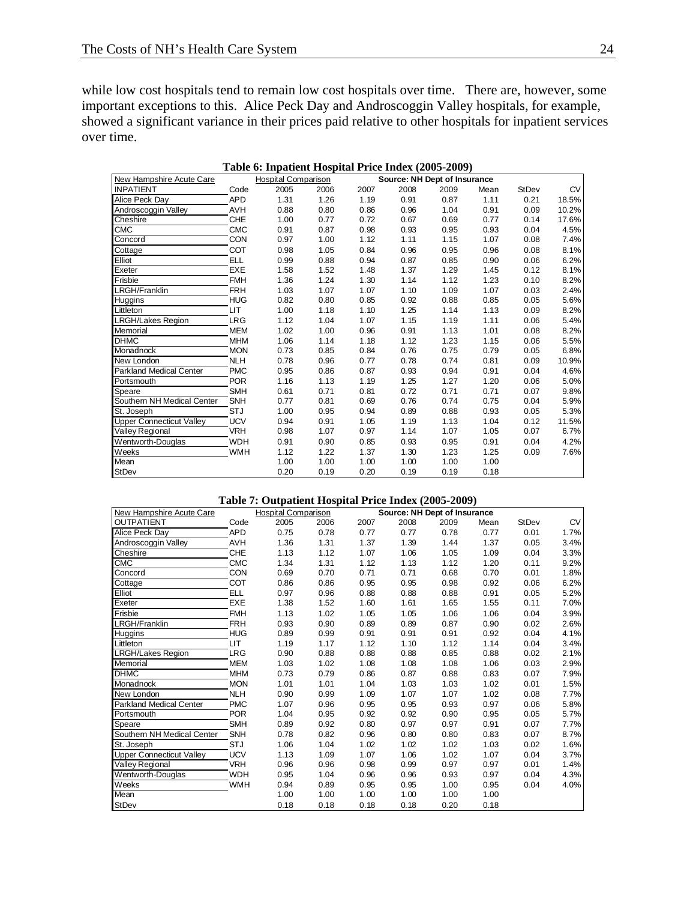while low cost hospitals tend to remain low cost hospitals over time. There are, however, some important exceptions to this. Alice Peck Day and Androscoggin Valley hospitals, for example, showed a significant variance in their prices paid relative to other hospitals for inpatient services over time.

**Table 6: Inpatient Hospital Price Index (2005-2009)**

| New Hampshire Acute Care | | Hospital Comparison | | | Source: NH Dept of Insurance | | | | |
|---|---|---|---|---|---|---|---|---|---|
| INPATIENT | Code | 2005 | 2006 | 2007 | 2008 | 2009 | Mean | StDev | CV |
| Alice Peck Day | APD | 1.31 | 1.26 | 1.19 | 0.91 | 0.87 | 1.11 | 0.21 | 18.5% |
| Androscoggin Valley | AVH | 0.88 | 0.80 | 0.86 | 0.96 | 1.04 | 0.91 | 0.09 | 10.2% |
| Cheshire | CHE | 1.00 | 0.77 | 0.72 | 0.67 | 0.69 | 0.77 | 0.14 | 17.6% |
| CMC | CMC | 0.91 | 0.87 | 0.98 | 0.93 | 0.95 | 0.93 | 0.04 | 4.5% |
| Concord | CON | 0.97 | 1.00 | 1.12 | 1.11 | 1.15 | 1.07 | 0.08 | 7.4% |
| Cottage | COT | 0.98 | 1.05 | 0.84 | 0.96 | 0.95 | 0.96 | 0.08 | 8.1% |
| Elliot | ELL | 0.99 | 0.88 | 0.94 | 0.87 | 0.85 | 0.90 | 0.06 | 6.2% |
| Exeter | EXE | 1.58 | 1.52 | 1.48 | 1.37 | 1.29 | 1.45 | 0.12 | 8.1% |
| Frisbie | FMH | 1.36 | 1.24 | 1.30 | 1.14 | 1.12 | 1.23 | 0.10 | 8.2% |
| LRGH/Franklin | FRH | 1.03 | 1.07 | 1.07 | 1.10 | 1.09 | 1.07 | 0.03 | 2.4% |
| Huggins | HUG | 0.82 | 0.80 | 0.85 | 0.92 | 0.88 | 0.85 | 0.05 | 5.6% |
| Littleton | LIT | 1.00 | 1.18 | 1.10 | 1.25 | 1.14 | 1.13 | 0.09 | 8.2% |
| LRGH/Lakes Region | LRG | 1.12 | 1.04 | 1.07 | 1.15 | 1.19 | 1.11 | 0.06 | 5.4% |
| Memorial | MEM | 1.02 | 1.00 | 0.96 | 0.91 | 1.13 | 1.01 | 0.08 | 8.2% |
| DHMC | MHM | 1.06 | 1.14 | 1.18 | 1.12 | 1.23 | 1.15 | 0.06 | 5.5% |
| Monadnock | MON | 0.73 | 0.85 | 0.84 | 0.76 | 0.75 | 0.79 | 0.05 | 6.8% |
| New London | NLH | 0.78 | 0.96 | 0.77 | 0.78 | 0.74 | 0.81 | 0.09 | 10.9% |
| Parkland Medical Center | PMC | 0.95 | 0.86 | 0.87 | 0.93 | 0.94 | 0.91 | 0.04 | 4.6% |
| Portsmouth | POR | 1.16 | 1.13 | 1.19 | 1.25 | 1.27 | 1.20 | 0.06 | 5.0% |
| Speare | SMH | 0.61 | 0.71 | 0.81 | 0.72 | 0.71 | 0.71 | 0.07 | 9.8% |
| Southern NH Medical Center | SNH | 0.77 | 0.81 | 0.69 | 0.76 | 0.74 | 0.75 | 0.04 | 5.9% |
| St. Joseph | STJ | 1.00 | 0.95 | 0.94 | 0.89 | 0.88 | 0.93 | 0.05 | 5.3% |
| Upper Connecticut Valley | UCV | 0.94 | 0.91 | 1.05 | 1.19 | 1.13 | 1.04 | 0.12 | 11.5% |
| Valley Regional | VRH | 0.98 | 1.07 | 0.97 | 1.14 | 1.07 | 1.05 | 0.07 | 6.7% |
| Wentworth-Douglas | WDH | 0.91 | 0.90 | 0.85 | 0.93 | 0.95 | 0.91 | 0.04 | 4.2% |
| Weeks | WMH | 1.12 | 1.22 | 1.37 | 1.30 | 1.23 | 1.25 | 0.09 | 7.6% |
| Mean | | 1.00 | 1.00 | 1.00 | 1.00 | 1.00 | 1.00 | | |
| StDev | | 0.20 | 0.19 | 0.20 | 0.19 | 0.19 | 0.18 | | |

**Table 7: Outpatient Hospital Price Index (2005-2009)**

| New Hampshire Acute Care | | Hospital Comparison | | | Source: NH Dept of Insurance | | | | |
|---|---|---|---|---|---|---|---|---|---|
| OUTPATIENT | Code | 2005 | 2006 | 2007 | 2008 | 2009 | Mean | StDev | CV |
| Alice Peck Day | APD | 0.75 | 0.78 | 0.77 | 0.77 | 0.78 | 0.77 | 0.01 | 1.7% |
| Androscoggin Valley | AVH | 1.36 | 1.31 | 1.37 | 1.39 | 1.44 | 1.37 | 0.05 | 3.4% |
| Cheshire | CHE | 1.13 | 1.12 | 1.07 | 1.06 | 1.05 | 1.09 | 0.04 | 3.3% |
| CMC | CMC | 1.34 | 1.31 | 1.12 | 1.13 | 1.12 | 1.20 | 0.11 | 9.2% |
| Concord | CON | 0.69 | 0.70 | 0.71 | 0.71 | 0.68 | 0.70 | 0.01 | 1.8% |
| Cottage | COT | 0.86 | 0.86 | 0.95 | 0.95 | 0.98 | 0.92 | 0.06 | 6.2% |
| Elliot | ELL | 0.97 | 0.96 | 0.88 | 0.88 | 0.88 | 0.91 | 0.05 | 5.2% |
| Exeter | EXE | 1.38 | 1.52 | 1.60 | 1.61 | 1.65 | 1.55 | 0.11 | 7.0% |
| Frisbie | FMH | 1.13 | 1.02 | 1.05 | 1.05 | 1.06 | 1.06 | 0.04 | 3.9% |
| LRGH/Franklin | FRH | 0.93 | 0.90 | 0.89 | 0.89 | 0.87 | 0.90 | 0.02 | 2.6% |
| Huggins | HUG | 0.89 | 0.99 | 0.91 | 0.91 | 0.91 | 0.92 | 0.04 | 4.1% |
| Littleton | LIT | 1.19 | 1.17 | 1.12 | 1.10 | 1.12 | 1.14 | 0.04 | 3.4% |
| LRGH/Lakes Region | LRG | 0.90 | 0.88 | 0.88 | 0.88 | 0.85 | 0.88 | 0.02 | 2.1% |
| Memorial | MEM | 1.03 | 1.02 | 1.08 | 1.08 | 1.08 | 1.06 | 0.03 | 2.9% |
| DHMC | MHM | 0.73 | 0.79 | 0.86 | 0.87 | 0.88 | 0.83 | 0.07 | 7.9% |
| Monadnock | MON | 1.01 | 1.01 | 1.04 | 1.03 | 1.03 | 1.02 | 0.01 | 1.5% |
| New London | NLH | 0.90 | 0.99 | 1.09 | 1.07 | 1.07 | 1.02 | 0.08 | 7.7% |
| Parkland Medical Center | PMC | 1.07 | 0.96 | 0.95 | 0.95 | 0.93 | 0.97 | 0.06 | 5.8% |
| Portsmouth | POR | 1.04 | 0.95 | 0.92 | 0.92 | 0.90 | 0.95 | 0.05 | 5.7% |
| Speare | SMH | 0.89 | 0.92 | 0.80 | 0.97 | 0.97 | 0.91 | 0.07 | 7.7% |
| Southern NH Medical Center | SNH | 0.78 | 0.82 | 0.96 | 0.80 | 0.80 | 0.83 | 0.07 | 8.7% |
| St. Joseph | STJ | 1.06 | 1.04 | 1.02 | 1.02 | 1.02 | 1.03 | 0.02 | 1.6% |
| Upper Connecticut Valley | UCV | 1.13 | 1.09 | 1.07 | 1.06 | 1.02 | 1.07 | 0.04 | 3.7% |
| Valley Regional | VRH | 0.96 | 0.96 | 0.98 | 0.99 | 0.97 | 0.97 | 0.01 | 1.4% |
| Wentworth-Douglas | WDH | 0.95 | 1.04 | 0.96 | 0.96 | 0.93 | 0.97 | 0.04 | 4.3% |
| Weeks | WMH | 0.94 | 0.89 | 0.95 | 0.95 | 1.00 | 0.95 | 0.04 | 4.0% |
| Mean | | 1.00 | 1.00 | 1.00 | 1.00 | 1.00 | 1.00 | | |
| StDev | | 0.18 | 0.18 | 0.18 | 0.18 | 0.20 | 0.18 | | |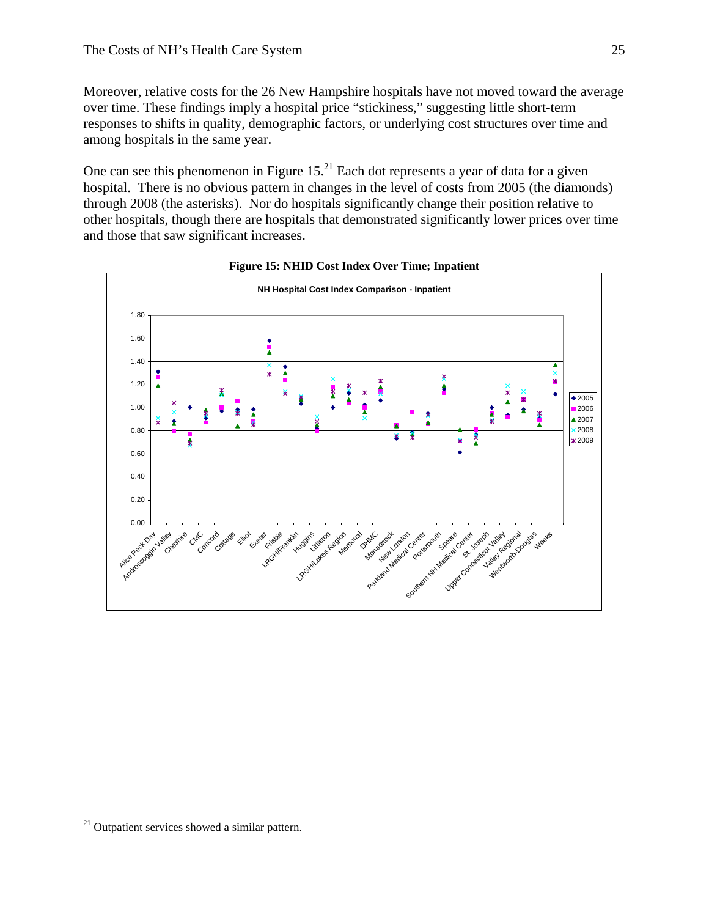Moreover, relative costs for the 26 New Hampshire hospitals have not moved toward the average over time. These findings imply a hospital price "stickiness," suggesting little short-term responses to shifts in quality, demographic factors, or underlying cost structures over time and among hospitals in the same year.

One can see this phenomenon in Figure 15.[21] Each dot represents a year of data for a given hospital. There is no obvious pattern in changes in the level of costs from 2005 (the diamonds) through 2008 (the asterisks). Nor do hospitals significantly change their position relative to other hospitals, though there are hospitals that demonstrated significantly lower prices over time and those that saw significant increases.

**Figure 15: NHID Cost Index Over Time; Inpatient**

---

[21] Outpatient services showed a similar pattern.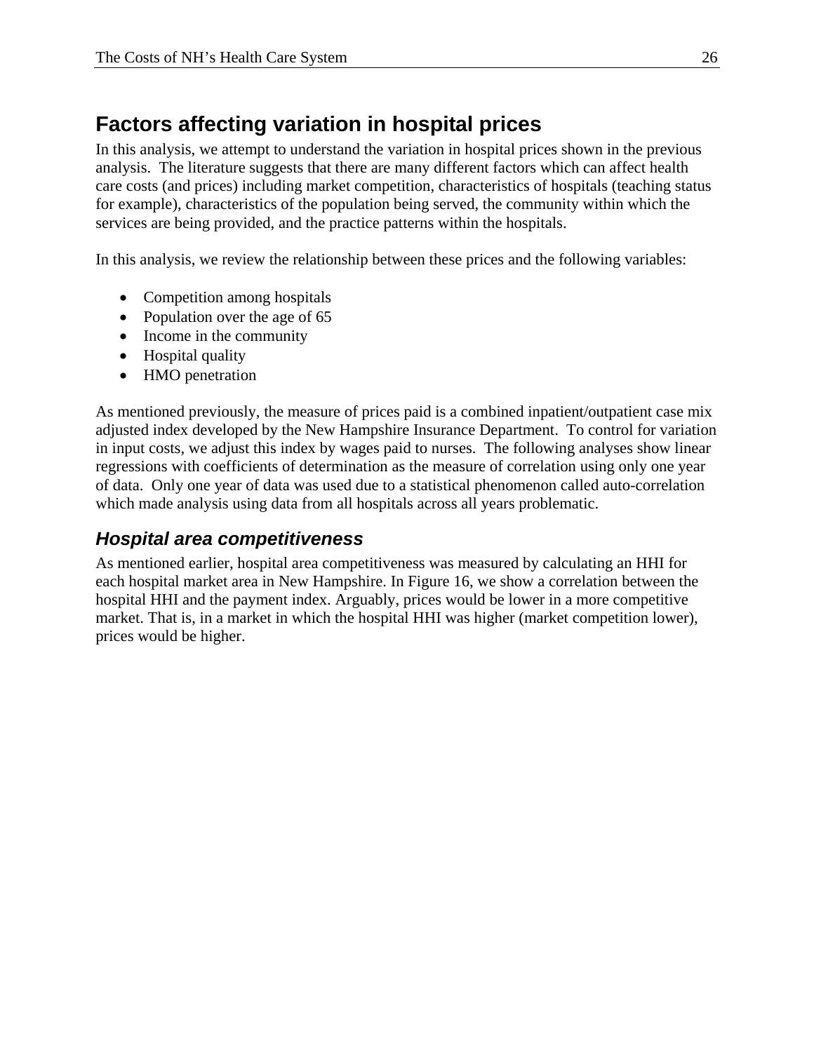## Factors affecting variation in hospital prices

In this analysis, we attempt to understand the variation in hospital prices shown in the previous analysis. The literature suggests that there are many different factors which can affect health care costs (and prices) including market competition, characteristics of hospitals (teaching status for example), characteristics of the population being served, the community within which the services are being provided, and the practice patterns within the hospitals.

In this analysis, we review the relationship between these prices and the following variables:

- Competition among hospitals
- Population over the age of 65
- Income in the community
- Hospital quality
- HMO penetration

As mentioned previously, the measure of prices paid is a combined inpatient/outpatient case mix adjusted index developed by the New Hampshire Insurance Department. To control for variation in input costs, we adjust this index by wages paid to nurses. The following analyses show linear regressions with coefficients of determination as the measure of correlation using only one year of data. Only one year of data was used due to a statistical phenomenon called auto-correlation which made analysis using data from all hospitals across all years problematic.

### *Hospital area competitiveness*

As mentioned earlier, hospital area competitiveness was measured by calculating an HHI for each hospital market area in New Hampshire. In Figure 16, we show a correlation between the hospital HHI and the payment index. Arguably, prices would be lower in a more competitive market. That is, in a market in which the hospital HHI was higher (market competition lower), prices would be higher.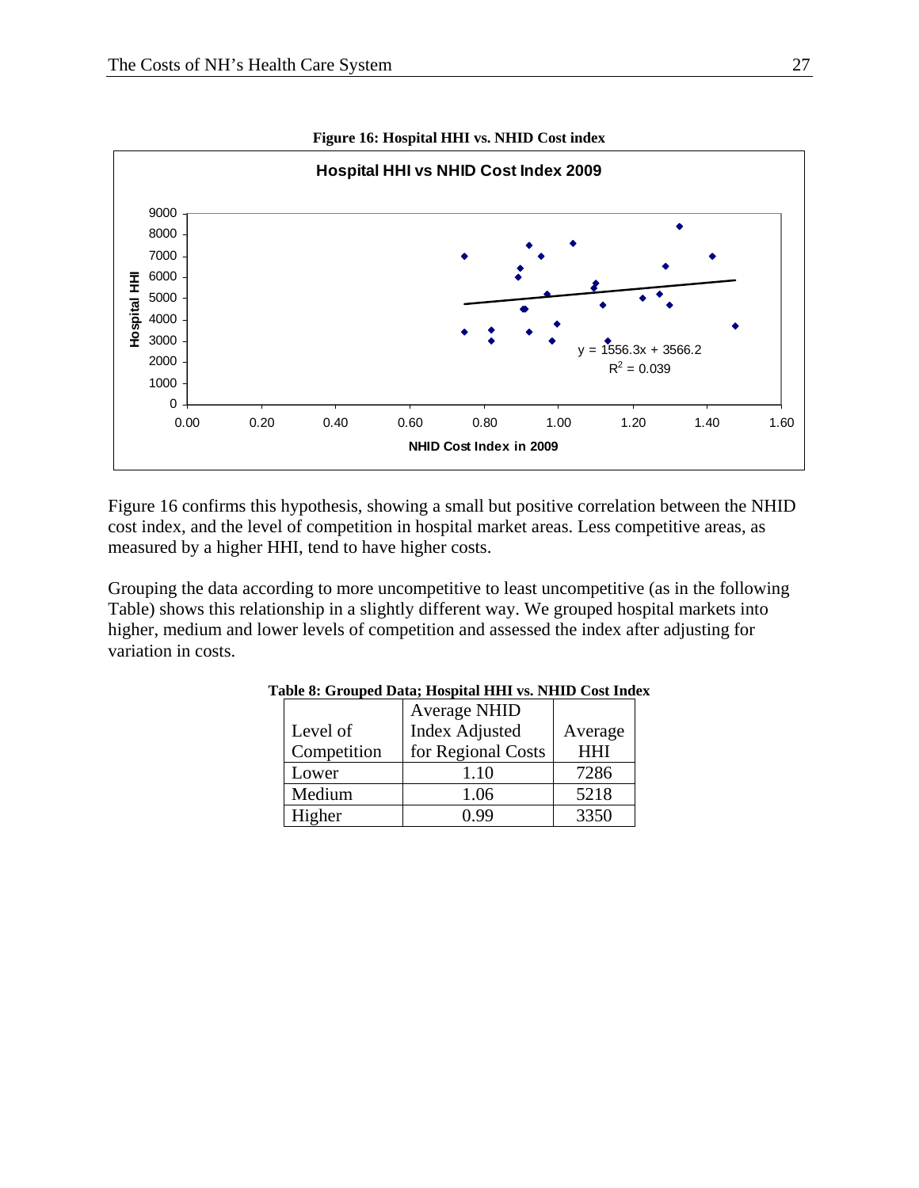**Figure 16: Hospital HHI vs. NHID Cost index**

Figure 16 confirms this hypothesis, showing a small but positive correlation between the NHID cost index, and the level of competition in hospital market areas. Less competitive areas, as measured by a higher HHI, tend to have higher costs.

Grouping the data according to more uncompetitive to least uncompetitive (as in the following Table) shows this relationship in a slightly different way. We grouped hospital markets into higher, medium and lower levels of competition and assessed the index after adjusting for variation in costs.

**Table 8: Grouped Data; Hospital HHI vs. NHID Cost Index**

| Level of Competition | Average NHID Index Adjusted for Regional Costs | Average HHI |
|---|---|---|
| Lower | 1.10 | 7286 |
| Medium | 1.06 | 5218 |
| Higher | 0.99 | 3350 |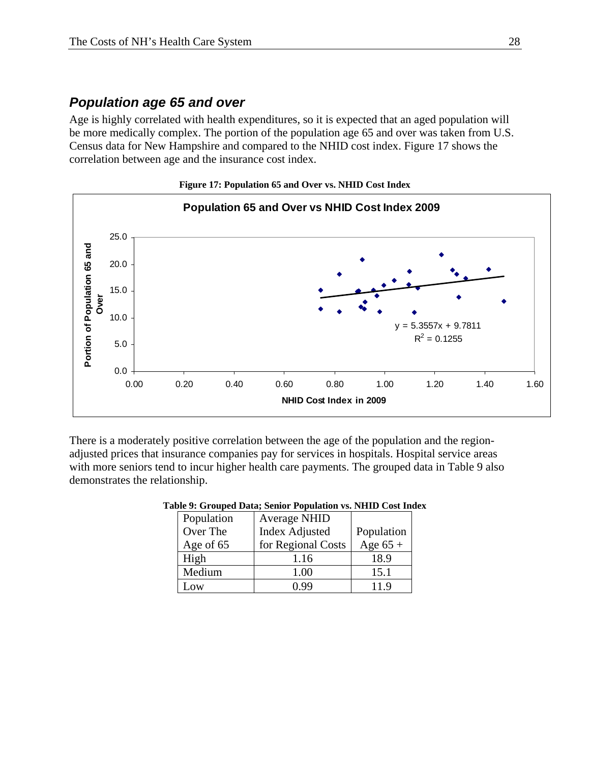## *Population age 65 and over*

Age is highly correlated with health expenditures, so it is expected that an aged population will be more medically complex. The portion of the population age 65 and over was taken from U.S. Census data for New Hampshire and compared to the NHID cost index. Figure 17 shows the correlation between age and the insurance cost index.

**Figure 17: Population 65 and Over vs. NHID Cost Index**

There is a moderately positive correlation between the age of the population and the region-adjusted prices that insurance companies pay for services in hospitals. Hospital service areas with more seniors tend to incur higher health care payments. The grouped data in Table 9 also demonstrates the relationship.

**Table 9: Grouped Data; Senior Population vs. NHID Cost Index**

| Population Over The Age of 65 | Average NHID Index Adjusted for Regional Costs | Population Age 65 + |
|---|---|---|
| High | 1.16 | 18.9 |
| Medium | 1.00 | 15.1 |
| Low | 0.99 | 11.9 |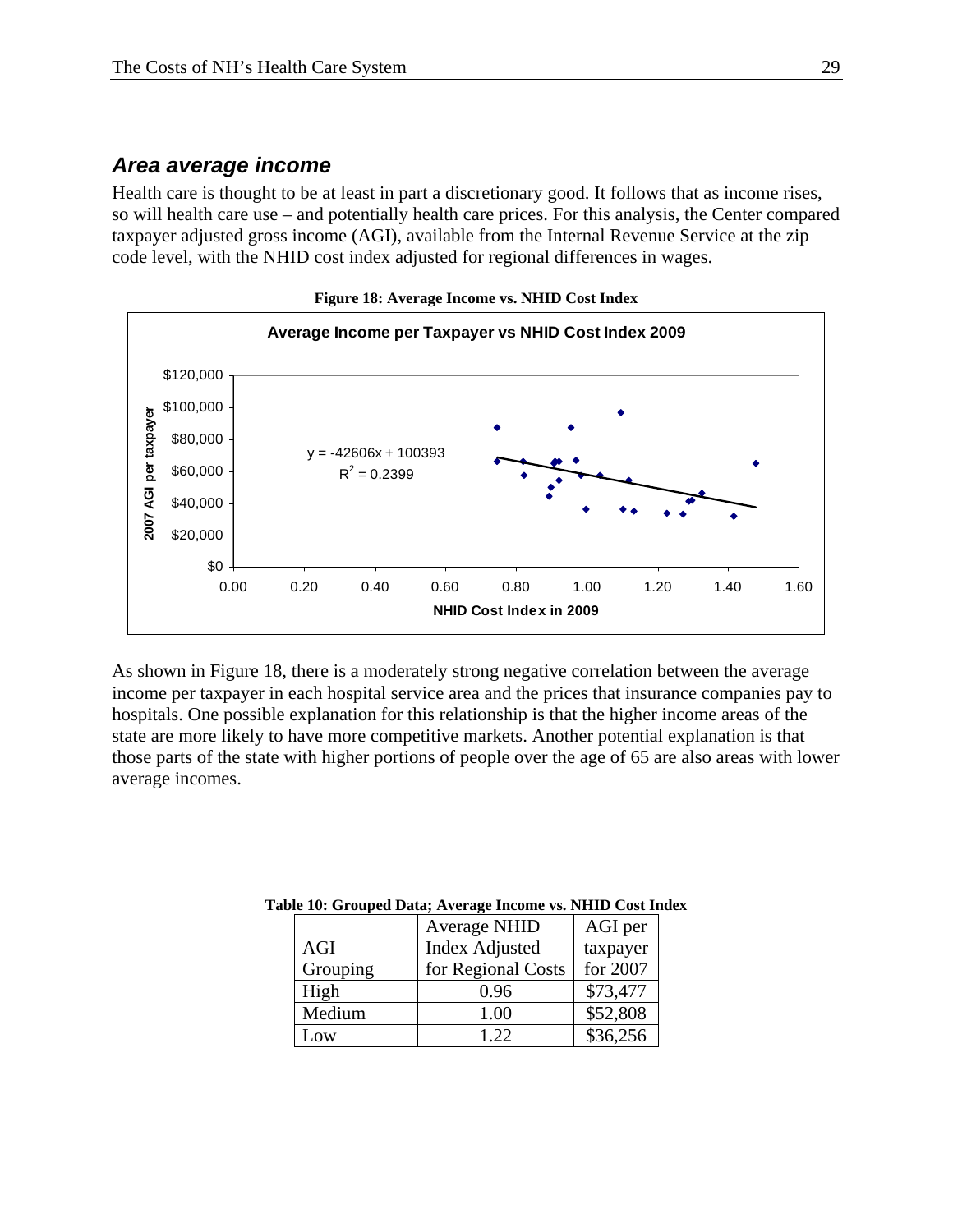### *Area average income*

Health care is thought to be at least in part a discretionary good. It follows that as income rises, so will health care use – and potentially health care prices. For this analysis, the Center compared taxpayer adjusted gross income (AGI), available from the Internal Revenue Service at the zip code level, with the NHID cost index adjusted for regional differences in wages.

**Figure 18: Average Income vs. NHID Cost Index**

As shown in Figure 18, there is a moderately strong negative correlation between the average income per taxpayer in each hospital service area and the prices that insurance companies pay to hospitals. One possible explanation for this relationship is that the higher income areas of the state are more likely to have more competitive markets. Another potential explanation is that those parts of the state with higher portions of people over the age of 65 are also areas with lower average incomes.

**Table 10: Grouped Data; Average Income vs. NHID Cost Index**

| AGI Grouping | Average NHID Index Adjusted for Regional Costs | AGI per taxpayer for 2007 |
|---|---|---|
| High | 0.96 | $73,477 |
| Medium | 1.00 | $52,808 |
| Low | 1.22 | $36,256 |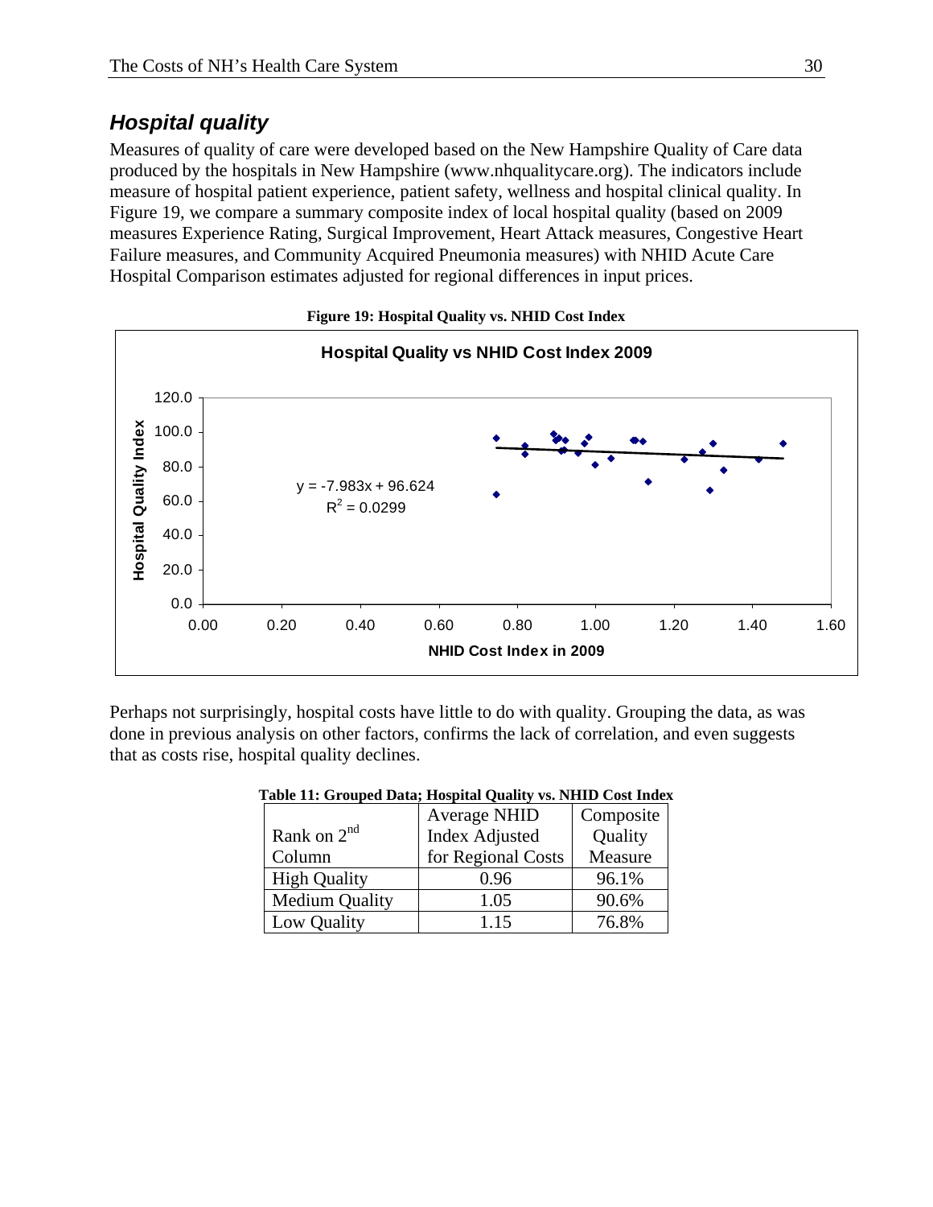## *Hospital quality*

Measures of quality of care were developed based on the New Hampshire Quality of Care data produced by the hospitals in New Hampshire (www.nhqualitycare.org). The indicators include measure of hospital patient experience, patient safety, wellness and hospital clinical quality. In Figure 19, we compare a summary composite index of local hospital quality (based on 2009 measures Experience Rating, Surgical Improvement, Heart Attack measures, Congestive Heart Failure measures, and Community Acquired Pneumonia measures) with NHID Acute Care Hospital Comparison estimates adjusted for regional differences in input prices.

**Figure 19: Hospital Quality vs. NHID Cost Index**

Perhaps not surprisingly, hospital costs have little to do with quality. Grouping the data, as was done in previous analysis on other factors, confirms the lack of correlation, and even suggests that as costs rise, hospital quality declines.

**Table 11: Grouped Data; Hospital Quality vs. NHID Cost Index**

| Rank on 2nd Column | Average NHID Index Adjusted for Regional Costs | Composite Quality Measure |
|---|---|---|
| High Quality | 0.96 | 96.1% |
| Medium Quality | 1.05 | 90.6% |
| Low Quality | 1.15 | 76.8% |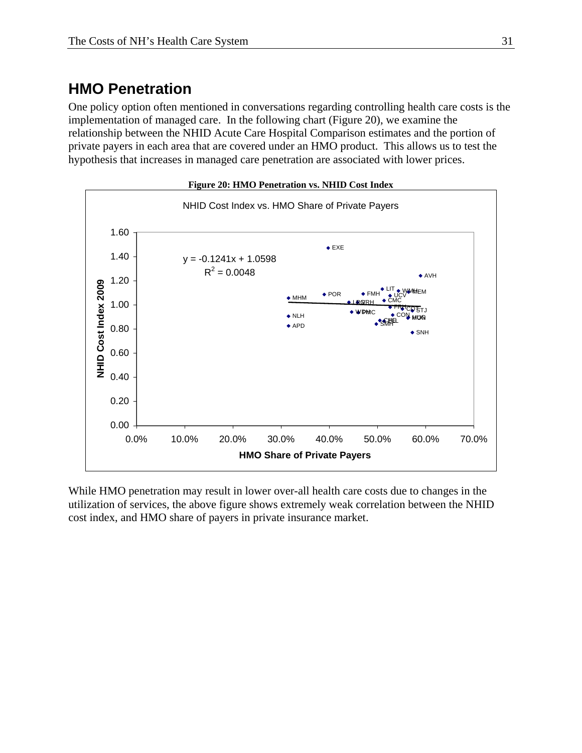## HMO Penetration

One policy option often mentioned in conversations regarding controlling health care costs is the implementation of managed care. In the following chart (Figure 20), we examine the relationship between the NHID Acute Care Hospital Comparison estimates and the portion of private payers in each area that are covered under an HMO product. This allows us to test the hypothesis that increases in managed care penetration are associated with lower prices.

**Figure 20: HMO Penetration vs. NHID Cost Index**

While HMO penetration may result in lower over-all health care costs due to changes in the utilization of services, the above figure shows extremely weak correlation between the NHID cost index, and HMO share of payers in private insurance market.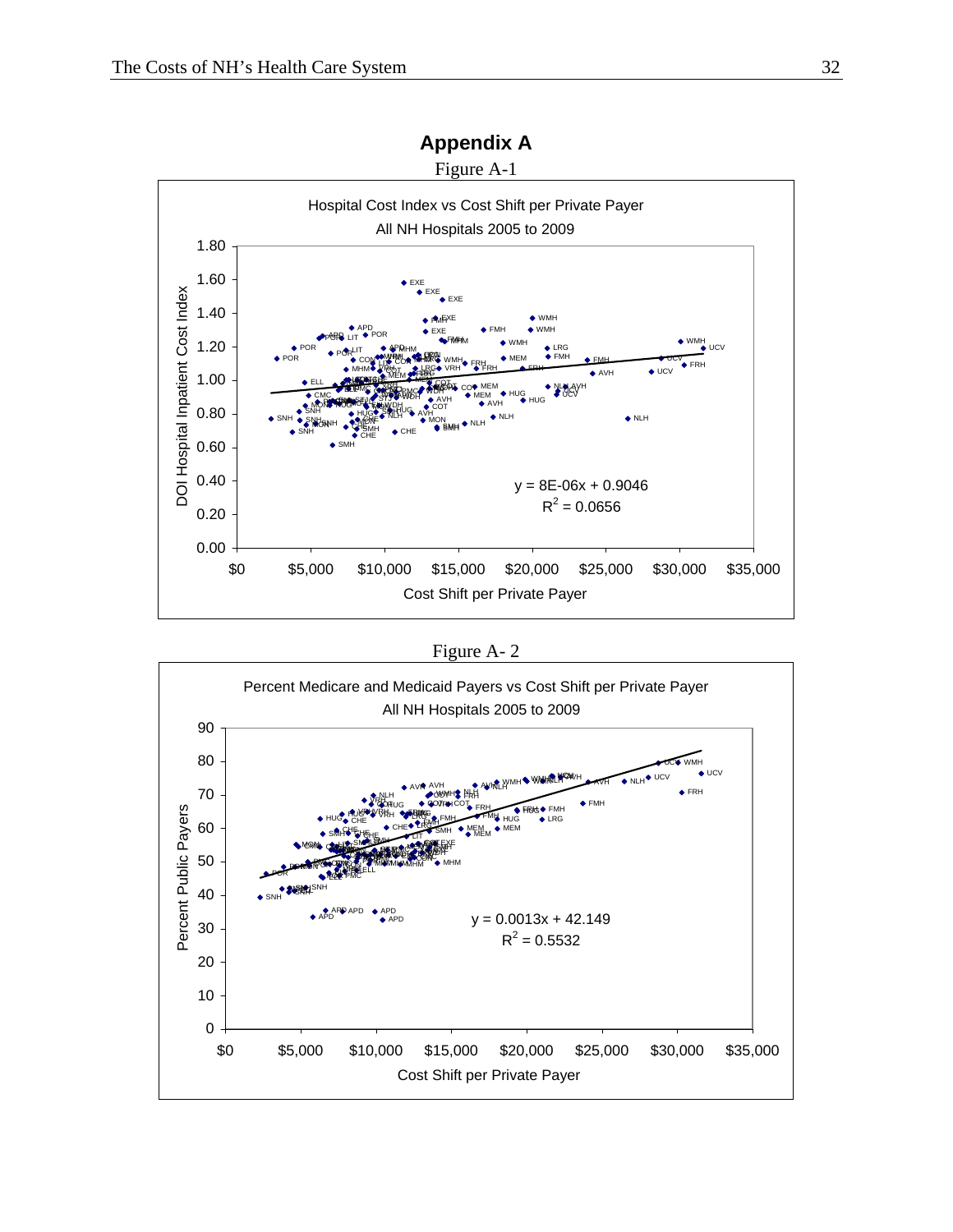# Appendix A

Figure A-1

Hospital Cost Index vs Cost Shift per Private Payer

All NH Hospitals 2005 to 2009

$y = 8E\text{-}06x + 0.9046$

$R^2 = 0.0656$

Figure A- 2

Percent Medicare and Medicaid Payers vs Cost Shift per Private Payer

All NH Hospitals 2005 to 2009

$y = 0.0013x + 42.149$

$R^2 = 0.5532$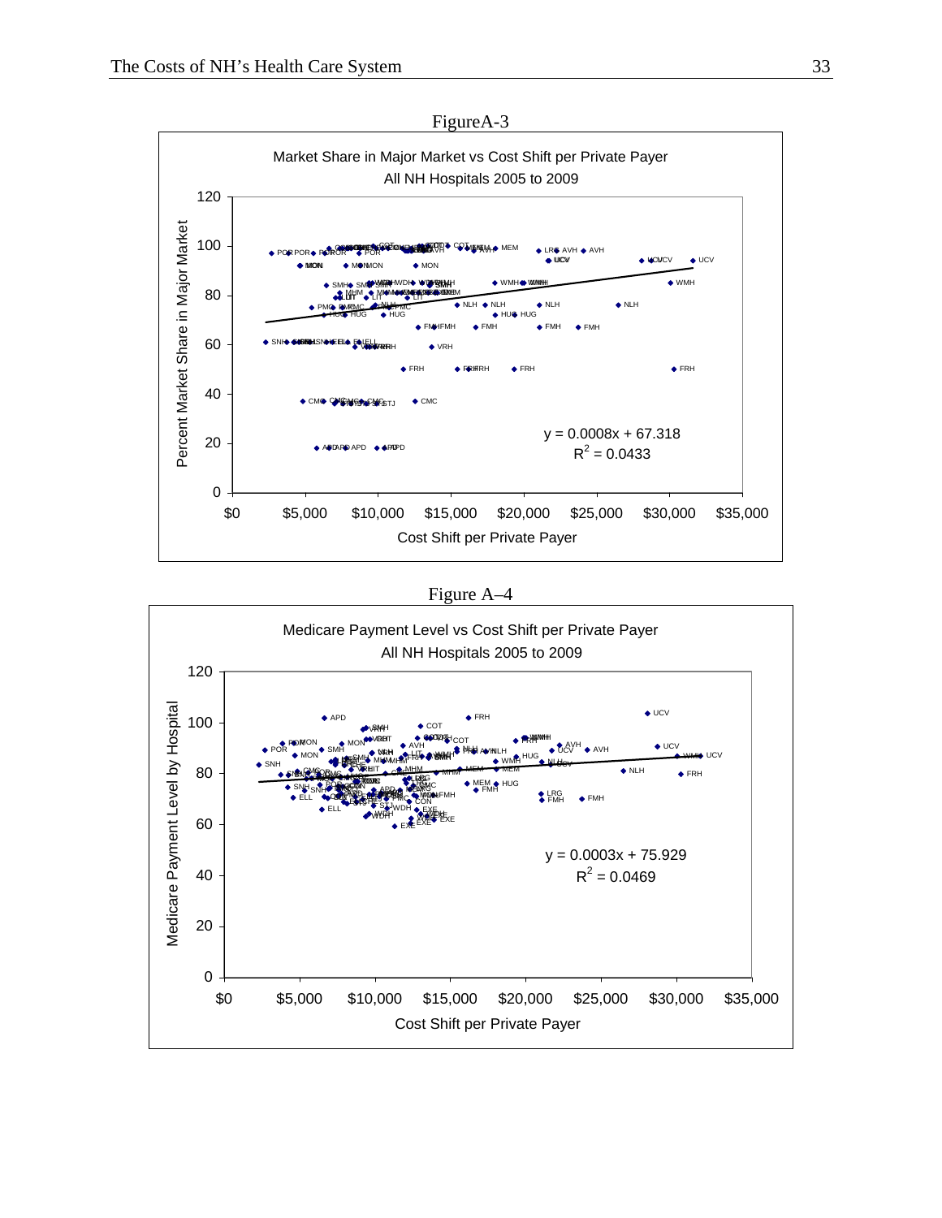FigureA-3

Market Share in Major Market vs Cost Shift per Private Payer
All NH Hospitals 2005 to 2009

$y = 0.0008x + 67.318$
$R^2 = 0.0433$

Figure A–4

Medicare Payment Level vs Cost Shift per Private Payer
All NH Hospitals 2005 to 2009

$y = 0.0003x + 75.929$
$R^2 = 0.0469$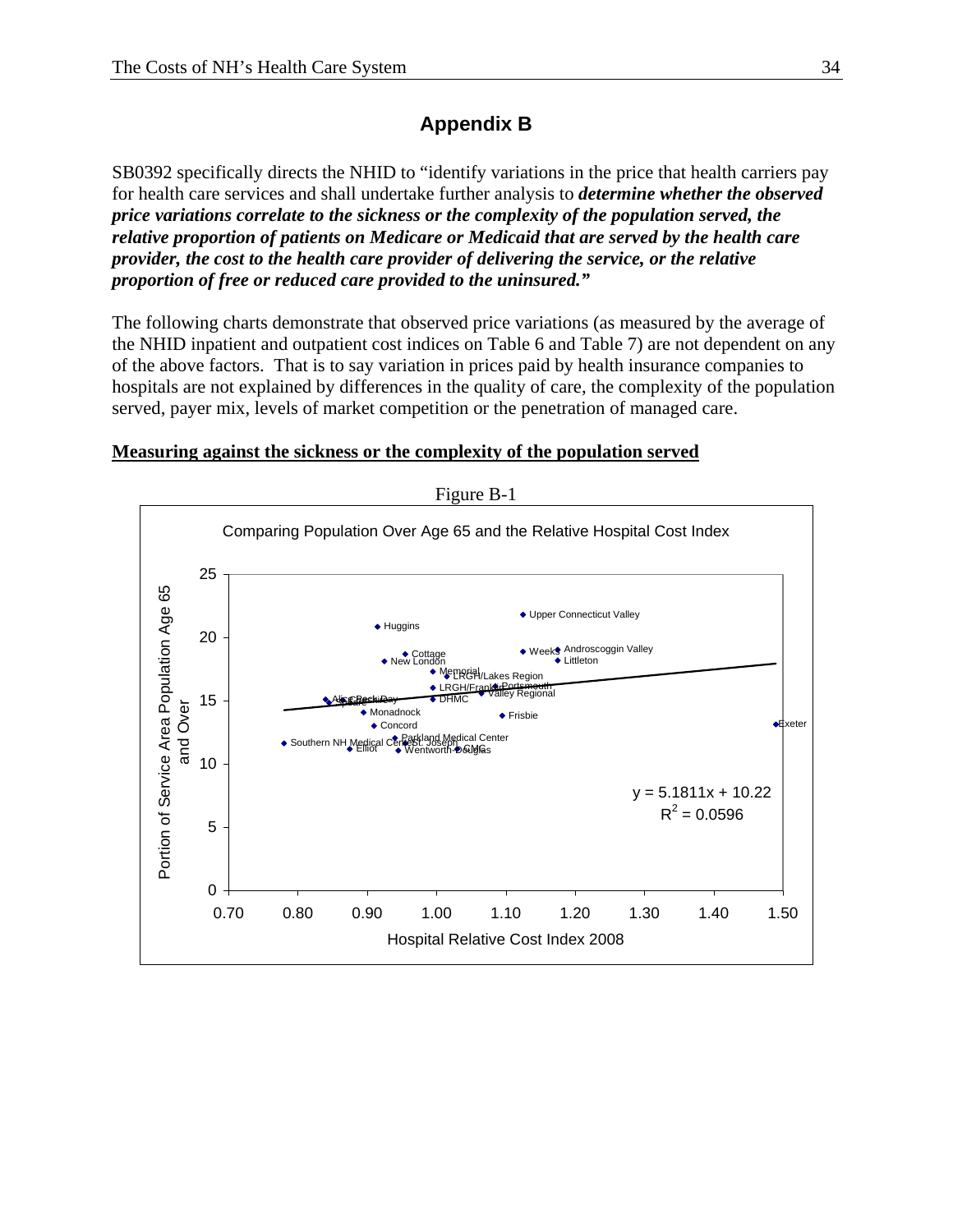# Appendix B

SB0392 specifically directs the NHID to "identify variations in the price that health carriers pay for health care services and shall undertake further analysis to ***determine whether the observed price variations correlate to the sickness or the complexity of the population served, the relative proportion of patients on Medicare or Medicaid that are served by the health care provider, the cost to the health care provider of delivering the service, or the relative proportion of free or reduced care provided to the uninsured."***

The following charts demonstrate that observed price variations (as measured by the average of the NHID inpatient and outpatient cost indices on Table 6 and Table 7) are not dependent on any of the above factors. That is to say variation in prices paid by health insurance companies to hospitals are not explained by differences in the quality of care, the complexity of the population served, payer mix, levels of market competition or the penetration of managed care.

**Measuring against the sickness or the complexity of the population served**

Figure B-1

Comparing Population Over Age 65 and the Relative Hospital Cost Index

$y = 5.1811x + 10.22$

$R^2 = 0.0596$

X-axis: Hospital Relative Cost Index 2008

Y-axis: Portion of Service Area Population Age 65 and Over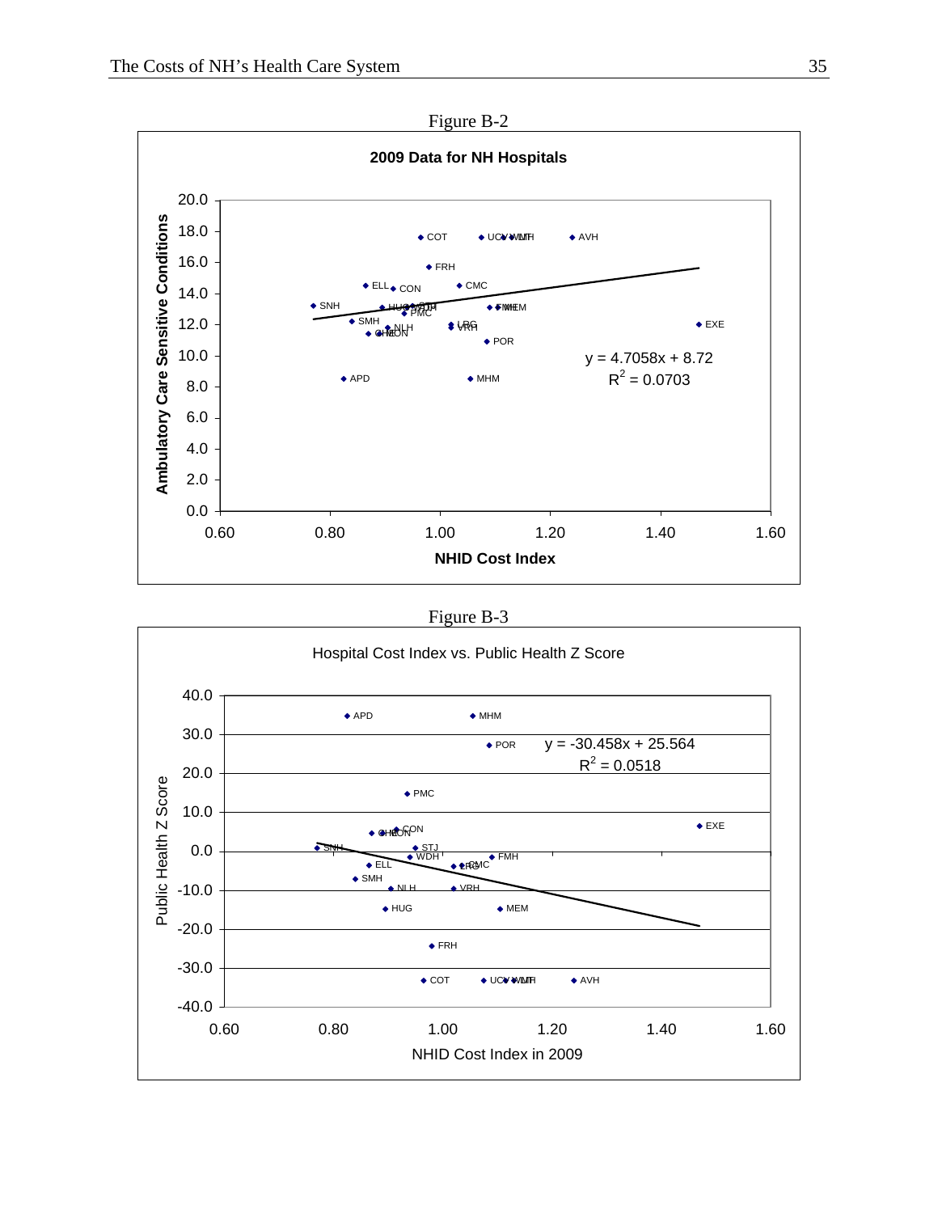Figure B-2

**2009 Data for NH Hospitals**

Ambulatory Care Sensitive Conditions vs. NHID Cost Index

$y = 4.7058x + 8.72$

$R^2 = 0.0703$

Figure B-3

Hospital Cost Index vs. Public Health Z Score

Public Health Z Score vs. NHID Cost Index in 2009

$y = -30.458x + 25.564$

$R^2 = 0.0518$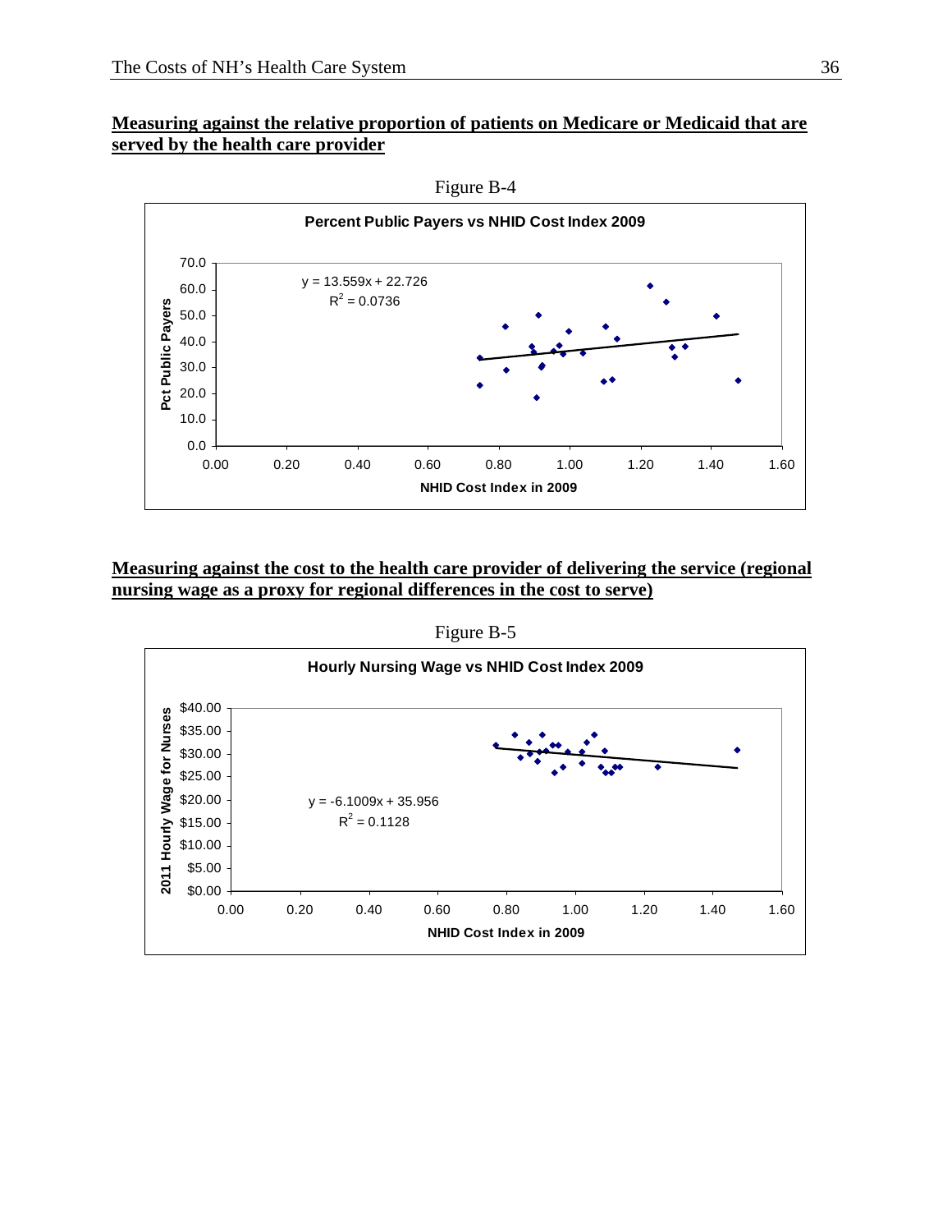**Measuring against the relative proportion of patients on Medicare or Medicaid that are served by the health care provider**

Figure B-4

**Percent Public Payers vs NHID Cost Index 2009**

$y = 13.559x + 22.726$
$R^2 = 0.0736$

Pct Public Payers

NHID Cost Index in 2009

**Measuring against the cost to the health care provider of delivering the service (regional nursing wage as a proxy for regional differences in the cost to serve)**

Figure B-5

**Hourly Nursing Wage vs NHID Cost Index 2009**

$y = -6.1009x + 35.956$
$R^2 = 0.1128$

2011 Hourly Wage for Nurses

NHID Cost Index in 2009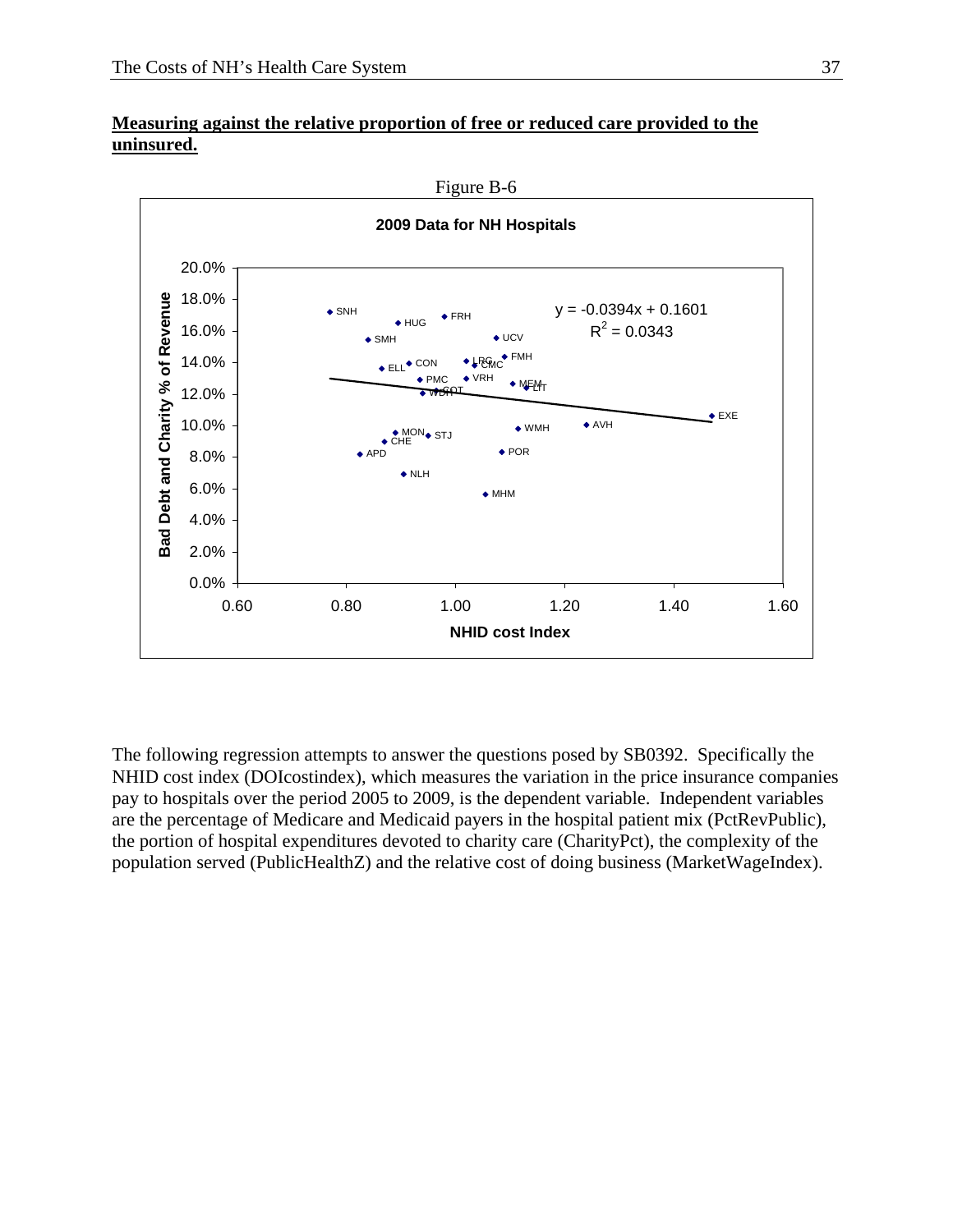**Measuring against the relative proportion of free or reduced care provided to the uninsured.**

Figure B-6

**2009 Data for NH Hospitals**

$y = -0.0394x + 0.1601$

$R^2 = 0.0343$

The following regression attempts to answer the questions posed by SB0392. Specifically the NHID cost index (DOIcostindex), which measures the variation in the price insurance companies pay to hospitals over the period 2005 to 2009, is the dependent variable. Independent variables are the percentage of Medicare and Medicaid payers in the hospital patient mix (PctRevPublic), the portion of hospital expenditures devoted to charity care (CharityPct), the complexity of the population served (PublicHealthZ) and the relative cost of doing business (MarketWageIndex).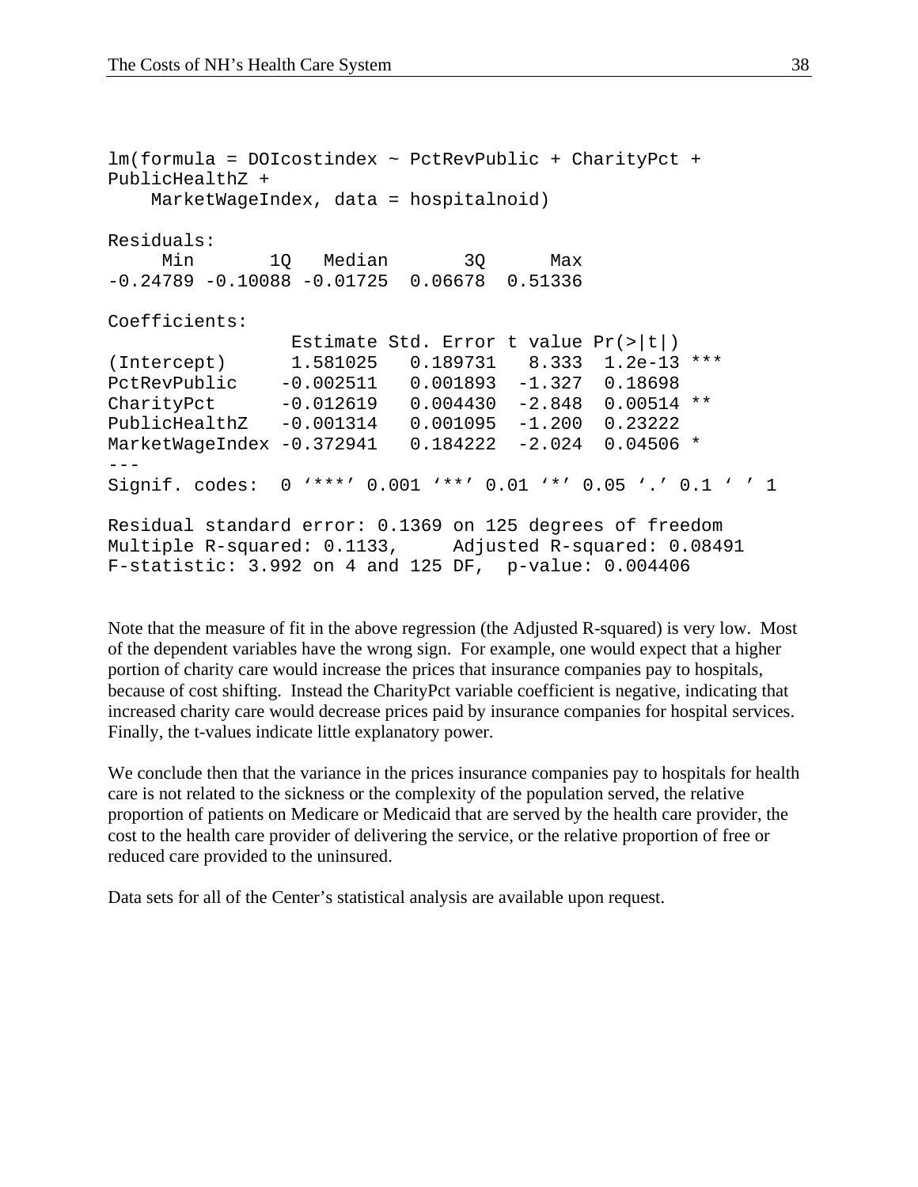```
lm(formula = DOIcostindex ~ PctRevPublic + CharityPct +
PublicHealthZ +
    MarketWageIndex, data = hospitalnoid)

Residuals:
     Min       1Q   Median       3Q      Max
-0.24789 -0.10088 -0.01725  0.06678  0.51336

Coefficients:
                 Estimate Std. Error t value Pr(>|t|)
(Intercept)      1.581025   0.189731   8.333  1.2e-13 ***
PctRevPublic    -0.002511   0.001893  -1.327  0.18698
CharityPct      -0.012619   0.004430  -2.848  0.00514 **
PublicHealthZ   -0.001314   0.001095  -1.200  0.23222
MarketWageIndex -0.372941   0.184222  -2.024  0.04506 *
---
Signif. codes:  0 '***' 0.001 '**' 0.01 '*' 0.05 '.' 0.1 ' ' 1

Residual standard error: 0.1369 on 125 degrees of freedom
Multiple R-squared: 0.1133,     Adjusted R-squared: 0.08491
F-statistic: 3.992 on 4 and 125 DF,  p-value: 0.004406
```

Note that the measure of fit in the above regression (the Adjusted R-squared) is very low. Most of the dependent variables have the wrong sign. For example, one would expect that a higher portion of charity care would increase the prices that insurance companies pay to hospitals, because of cost shifting. Instead the CharityPct variable coefficient is negative, indicating that increased charity care would decrease prices paid by insurance companies for hospital services. Finally, the t-values indicate little explanatory power.

We conclude then that the variance in the prices insurance companies pay to hospitals for health care is not related to the sickness or the complexity of the population served, the relative proportion of patients on Medicare or Medicaid that are served by the health care provider, the cost to the health care provider of delivering the service, or the relative proportion of free or reduced care provided to the uninsured.

Data sets for all of the Center's statistical analysis are available upon request.